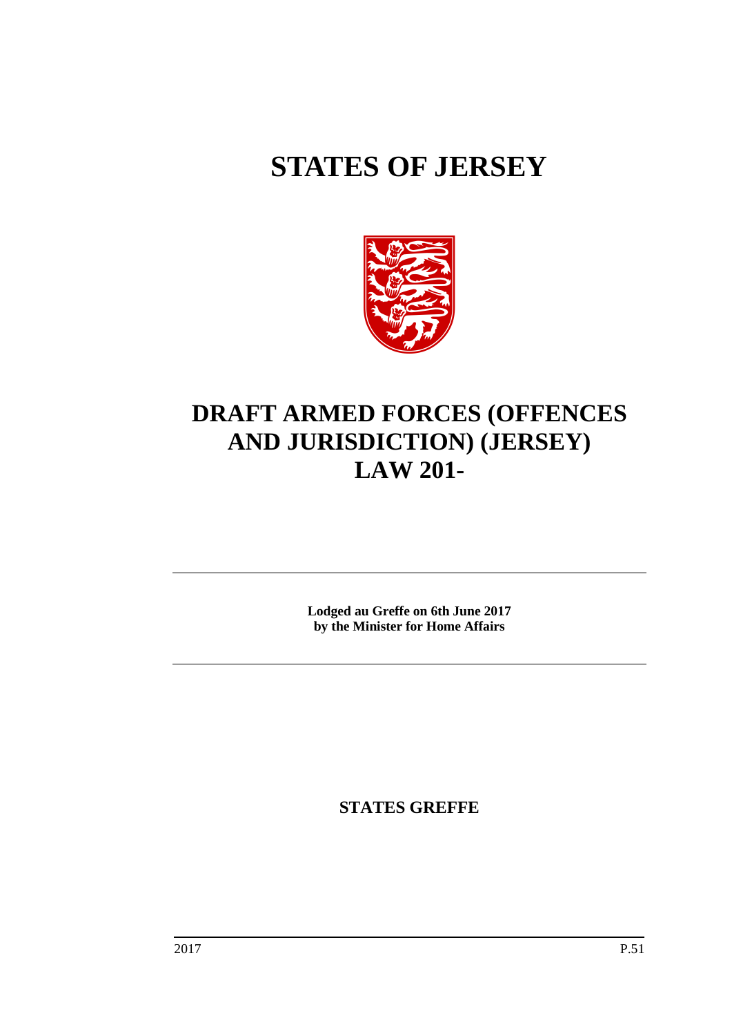# STATES OF JERSEY

# DRAFT ARMED FORCES (OFFENCES AND JURISDICTION) (JERSEY) LAW 201-

**Lodged au Greffe on 6th June 2017**
**by the Minister for Home Affairs**

**STATES GREFFE**

2017 P.51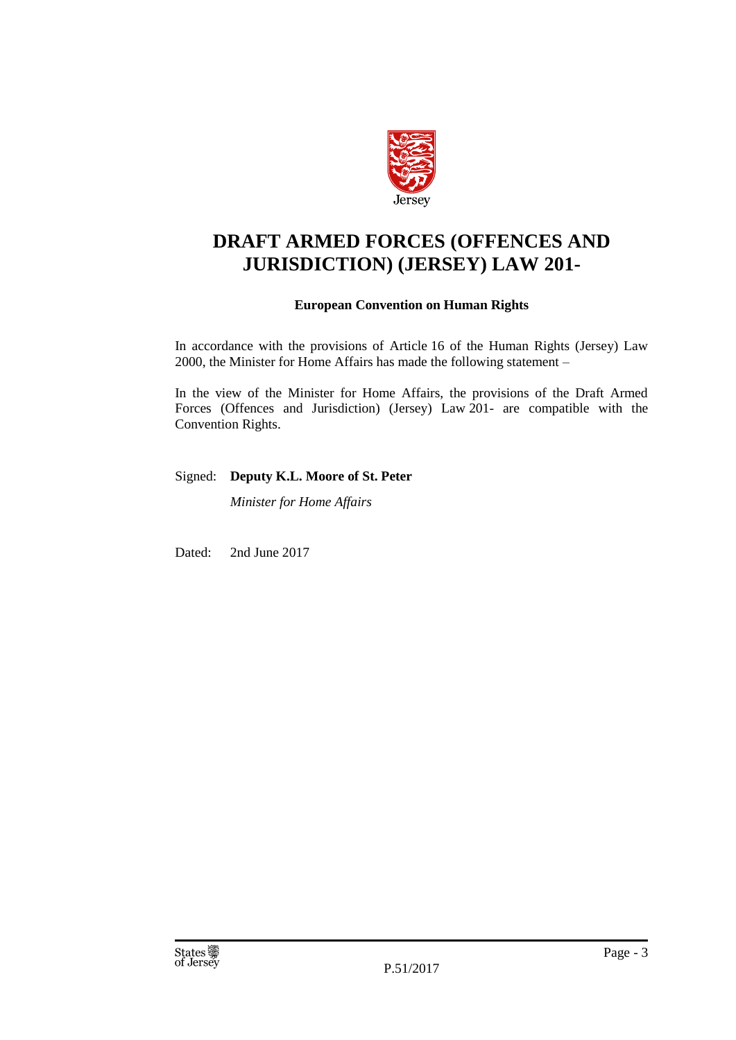# DRAFT ARMED FORCES (OFFENCES AND JURISDICTION) (JERSEY) LAW 201-

**European Convention on Human Rights**

In accordance with the provisions of Article 16 of the Human Rights (Jersey) Law 2000, the Minister for Home Affairs has made the following statement –

In the view of the Minister for Home Affairs, the provisions of the Draft Armed Forces (Offences and Jurisdiction) (Jersey) Law 201- are compatible with the Convention Rights.

Signed: **Deputy K.L. Moore of St. Peter**

*Minister for Home Affairs*

Dated: 2nd June 2017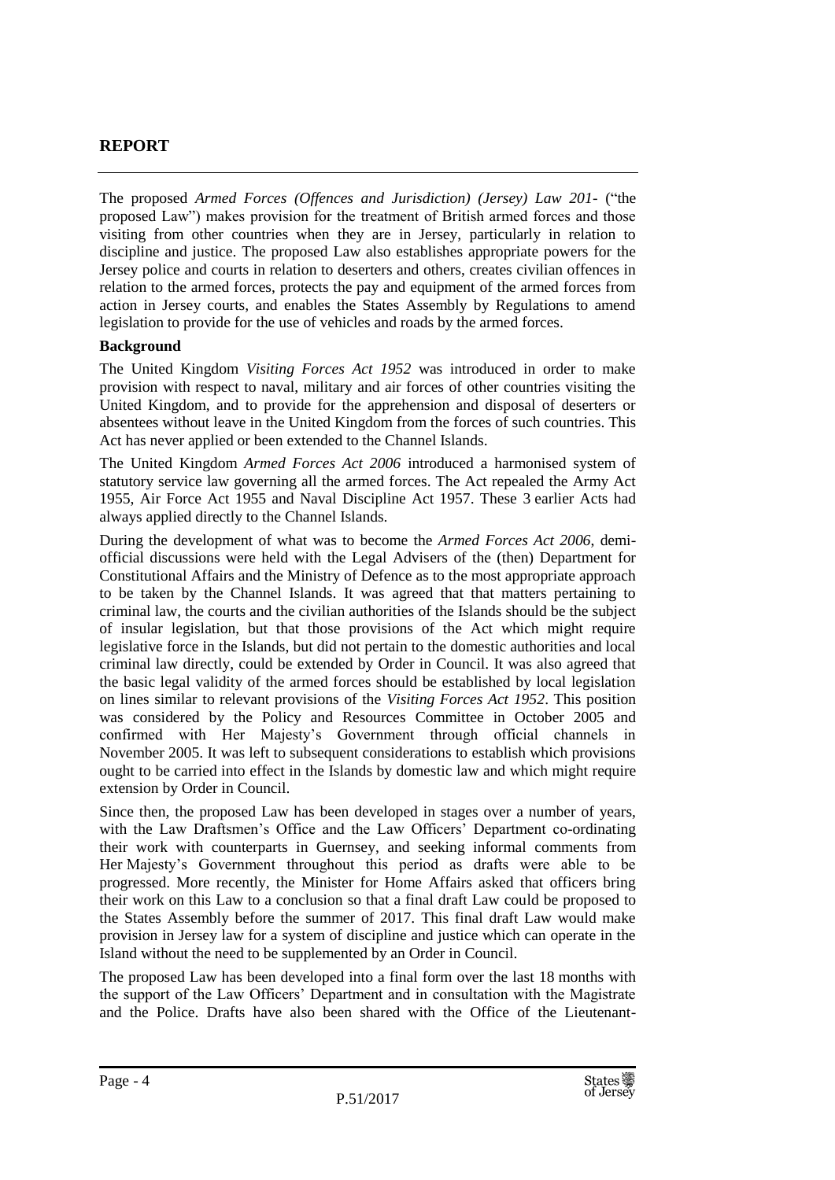## REPORT

The proposed *Armed Forces (Offences and Jurisdiction) (Jersey) Law 201-* ("the proposed Law") makes provision for the treatment of British armed forces and those visiting from other countries when they are in Jersey, particularly in relation to discipline and justice. The proposed Law also establishes appropriate powers for the Jersey police and courts in relation to deserters and others, creates civilian offences in relation to the armed forces, protects the pay and equipment of the armed forces from action in Jersey courts, and enables the States Assembly by Regulations to amend legislation to provide for the use of vehicles and roads by the armed forces.

**Background**

The United Kingdom *Visiting Forces Act 1952* was introduced in order to make provision with respect to naval, military and air forces of other countries visiting the United Kingdom, and to provide for the apprehension and disposal of deserters or absentees without leave in the United Kingdom from the forces of such countries. This Act has never applied or been extended to the Channel Islands.

The United Kingdom *Armed Forces Act 2006* introduced a harmonised system of statutory service law governing all the armed forces. The Act repealed the Army Act 1955, Air Force Act 1955 and Naval Discipline Act 1957. These 3 earlier Acts had always applied directly to the Channel Islands.

During the development of what was to become the *Armed Forces Act 2006*, demi-official discussions were held with the Legal Advisers of the (then) Department for Constitutional Affairs and the Ministry of Defence as to the most appropriate approach to be taken by the Channel Islands. It was agreed that that matters pertaining to criminal law, the courts and the civilian authorities of the Islands should be the subject of insular legislation, but that those provisions of the Act which might require legislative force in the Islands, but did not pertain to the domestic authorities and local criminal law directly, could be extended by Order in Council. It was also agreed that the basic legal validity of the armed forces should be established by local legislation on lines similar to relevant provisions of the *Visiting Forces Act 1952*. This position was considered by the Policy and Resources Committee in October 2005 and confirmed with Her Majesty's Government through official channels in November 2005. It was left to subsequent considerations to establish which provisions ought to be carried into effect in the Islands by domestic law and which might require extension by Order in Council.

Since then, the proposed Law has been developed in stages over a number of years, with the Law Draftsmen's Office and the Law Officers' Department co-ordinating their work with counterparts in Guernsey, and seeking informal comments from Her Majesty's Government throughout this period as drafts were able to be progressed. More recently, the Minister for Home Affairs asked that officers bring their work on this Law to a conclusion so that a final draft Law could be proposed to the States Assembly before the summer of 2017. This final draft Law would make provision in Jersey law for a system of discipline and justice which can operate in the Island without the need to be supplemented by an Order in Council.

The proposed Law has been developed into a final form over the last 18 months with the support of the Law Officers' Department and in consultation with the Magistrate and the Police. Drafts have also been shared with the Office of the Lieutenant-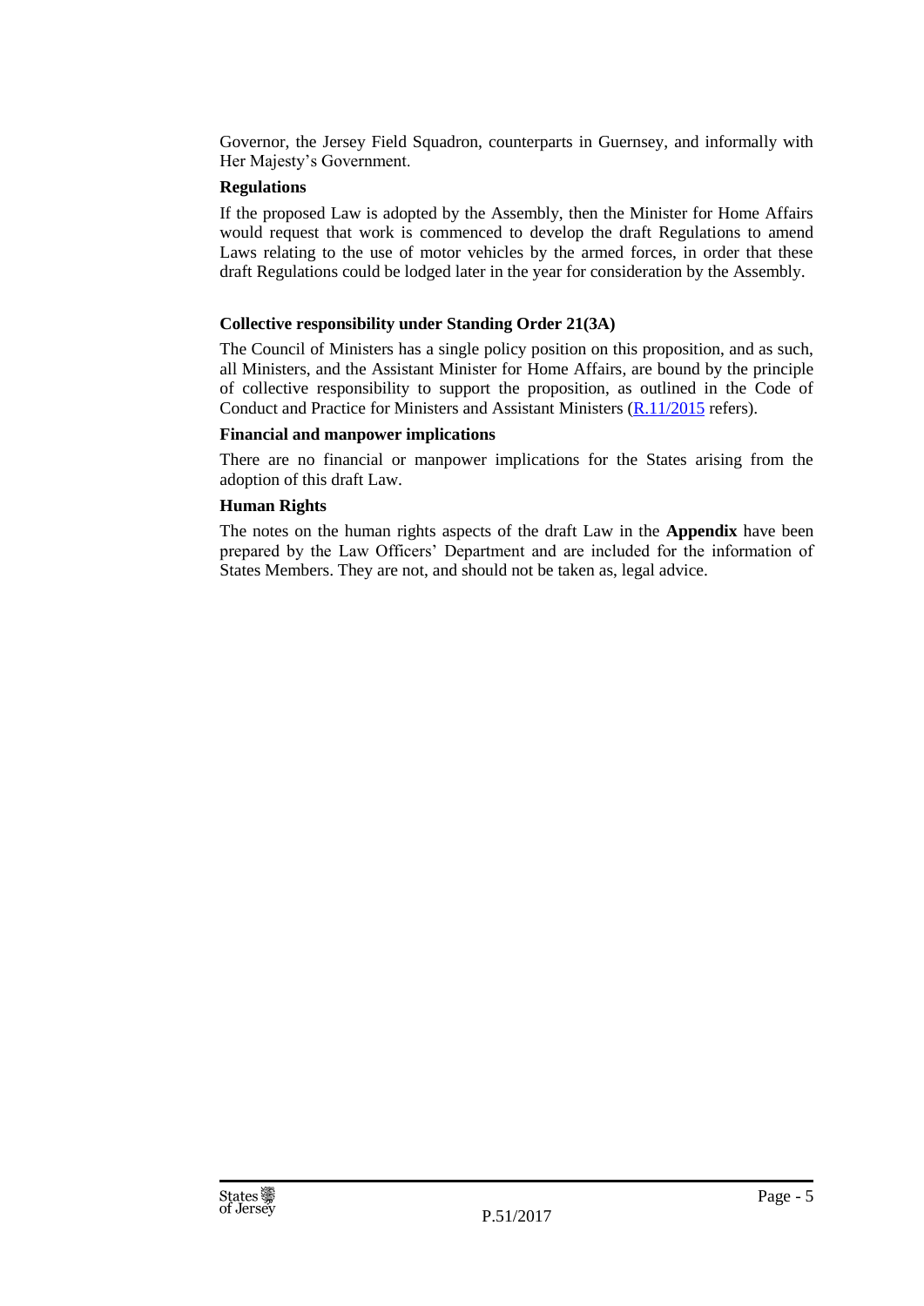Governor, the Jersey Field Squadron, counterparts in Guernsey, and informally with Her Majesty's Government.

**Regulations**

If the proposed Law is adopted by the Assembly, then the Minister for Home Affairs would request that work is commenced to develop the draft Regulations to amend Laws relating to the use of motor vehicles by the armed forces, in order that these draft Regulations could be lodged later in the year for consideration by the Assembly.

**Collective responsibility under Standing Order 21(3A)**

The Council of Ministers has a single policy position on this proposition, and as such, all Ministers, and the Assistant Minister for Home Affairs, are bound by the principle of collective responsibility to support the proposition, as outlined in the Code of Conduct and Practice for Ministers and Assistant Ministers (R.11/2015 refers).

**Financial and manpower implications**

There are no financial or manpower implications for the States arising from the adoption of this draft Law.

**Human Rights**

The notes on the human rights aspects of the draft Law in the **Appendix** have been prepared by the Law Officers' Department and are included for the information of States Members. They are not, and should not be taken as, legal advice.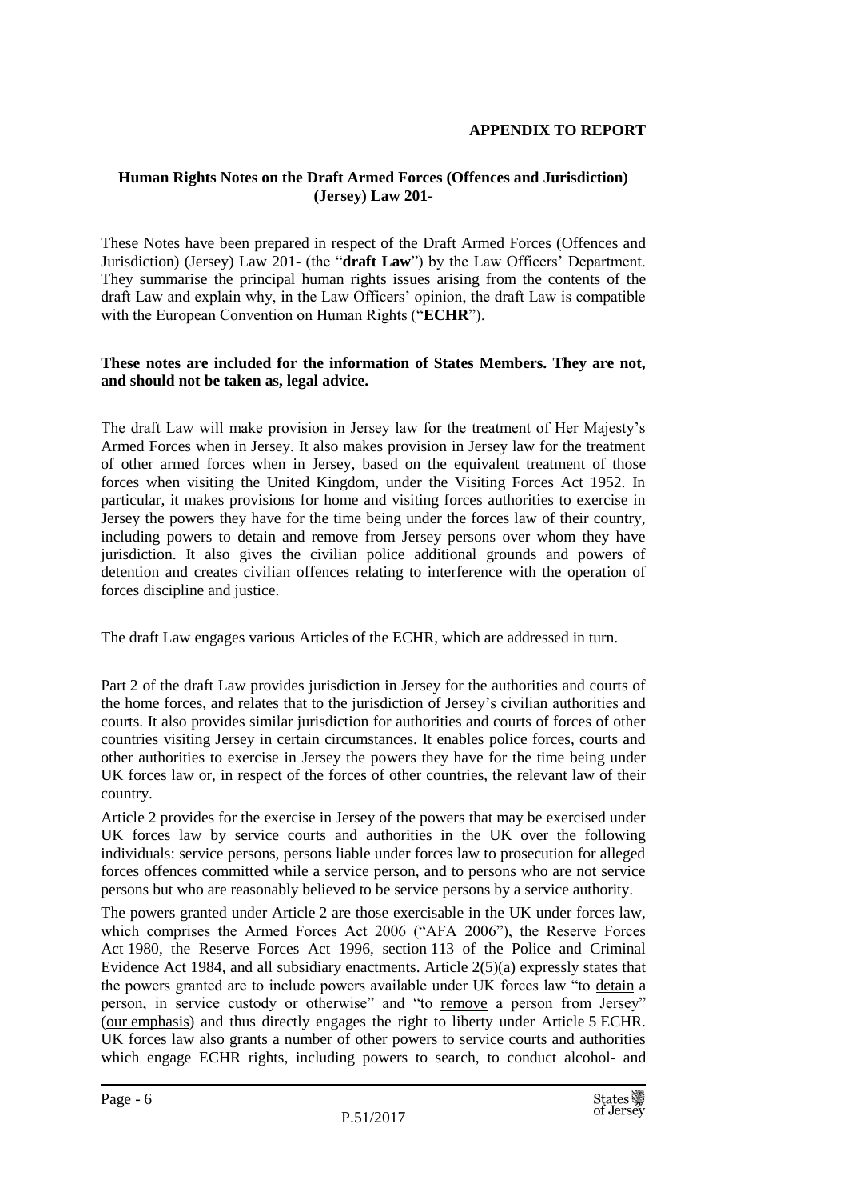**APPENDIX TO REPORT**

**Human Rights Notes on the Draft Armed Forces (Offences and Jurisdiction) (Jersey) Law 201-**

These Notes have been prepared in respect of the Draft Armed Forces (Offences and Jurisdiction) (Jersey) Law 201- (the "**draft Law**") by the Law Officers' Department. They summarise the principal human rights issues arising from the contents of the draft Law and explain why, in the Law Officers' opinion, the draft Law is compatible with the European Convention on Human Rights ("**ECHR**").

**These notes are included for the information of States Members. They are not, and should not be taken as, legal advice.**

The draft Law will make provision in Jersey law for the treatment of Her Majesty's Armed Forces when in Jersey. It also makes provision in Jersey law for the treatment of other armed forces when in Jersey, based on the equivalent treatment of those forces when visiting the United Kingdom, under the Visiting Forces Act 1952. In particular, it makes provisions for home and visiting forces authorities to exercise in Jersey the powers they have for the time being under the forces law of their country, including powers to detain and remove from Jersey persons over whom they have jurisdiction. It also gives the civilian police additional grounds and powers of detention and creates civilian offences relating to interference with the operation of forces discipline and justice.

The draft Law engages various Articles of the ECHR, which are addressed in turn.

Part 2 of the draft Law provides jurisdiction in Jersey for the authorities and courts of the home forces, and relates that to the jurisdiction of Jersey's civilian authorities and courts. It also provides similar jurisdiction for authorities and courts of forces of other countries visiting Jersey in certain circumstances. It enables police forces, courts and other authorities to exercise in Jersey the powers they have for the time being under UK forces law or, in respect of the forces of other countries, the relevant law of their country.

Article 2 provides for the exercise in Jersey of the powers that may be exercised under UK forces law by service courts and authorities in the UK over the following individuals: service persons, persons liable under forces law to prosecution for alleged forces offences committed while a service person, and to persons who are not service persons but who are reasonably believed to be service persons by a service authority.

The powers granted under Article 2 are those exercisable in the UK under forces law, which comprises the Armed Forces Act 2006 ("AFA 2006"), the Reserve Forces Act 1980, the Reserve Forces Act 1996, section 113 of the Police and Criminal Evidence Act 1984, and all subsidiary enactments. Article 2(5)(a) expressly states that the powers granted are to include powers available under UK forces law "to detain a person, in service custody or otherwise" and "to remove a person from Jersey" (our emphasis) and thus directly engages the right to liberty under Article 5 ECHR. UK forces law also grants a number of other powers to service courts and authorities which engage ECHR rights, including powers to search, to conduct alcohol- and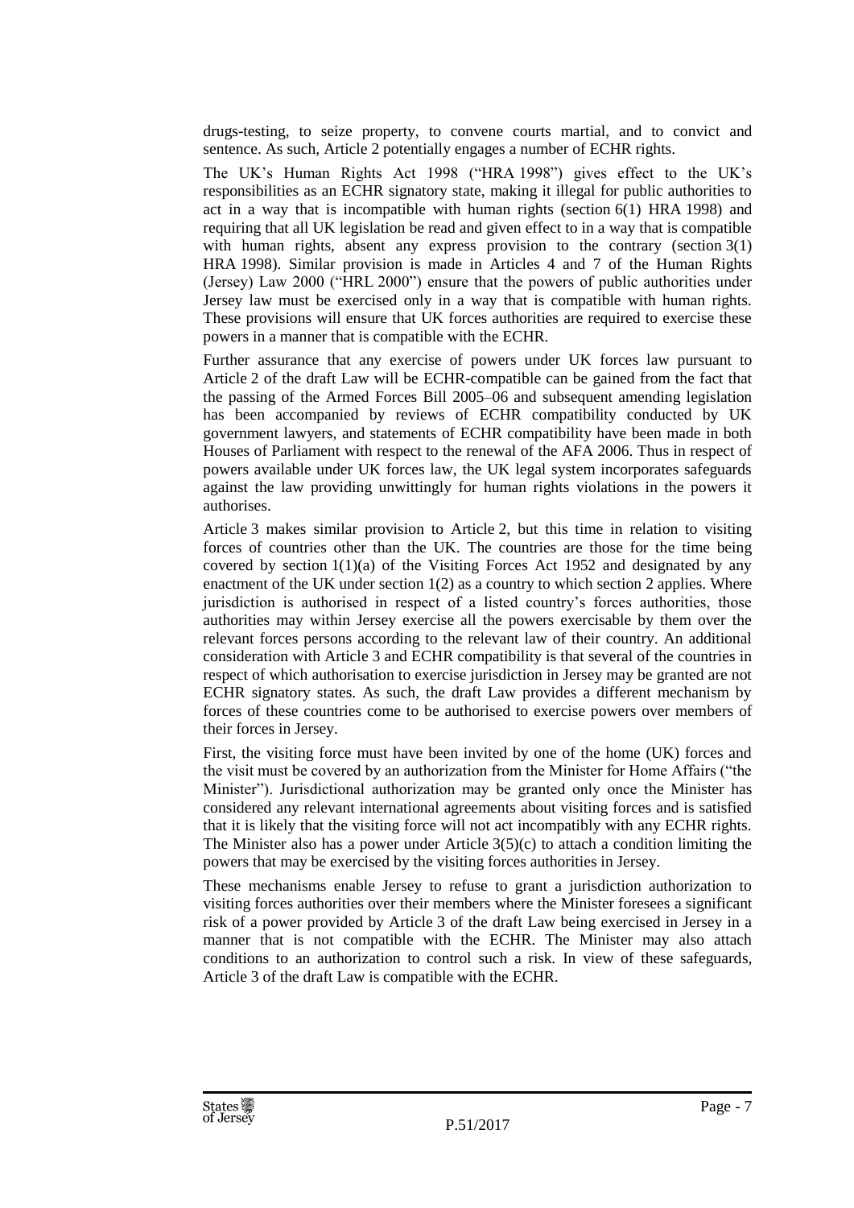drugs-testing, to seize property, to convene courts martial, and to convict and sentence. As such, Article 2 potentially engages a number of ECHR rights.

The UK's Human Rights Act 1998 ("HRA 1998") gives effect to the UK's responsibilities as an ECHR signatory state, making it illegal for public authorities to act in a way that is incompatible with human rights (section 6(1) HRA 1998) and requiring that all UK legislation be read and given effect to in a way that is compatible with human rights, absent any express provision to the contrary (section 3(1) HRA 1998). Similar provision is made in Articles 4 and 7 of the Human Rights (Jersey) Law 2000 ("HRL 2000") ensure that the powers of public authorities under Jersey law must be exercised only in a way that is compatible with human rights. These provisions will ensure that UK forces authorities are required to exercise these powers in a manner that is compatible with the ECHR.

Further assurance that any exercise of powers under UK forces law pursuant to Article 2 of the draft Law will be ECHR-compatible can be gained from the fact that the passing of the Armed Forces Bill 2005–06 and subsequent amending legislation has been accompanied by reviews of ECHR compatibility conducted by UK government lawyers, and statements of ECHR compatibility have been made in both Houses of Parliament with respect to the renewal of the AFA 2006. Thus in respect of powers available under UK forces law, the UK legal system incorporates safeguards against the law providing unwittingly for human rights violations in the powers it authorises.

Article 3 makes similar provision to Article 2, but this time in relation to visiting forces of countries other than the UK. The countries are those for the time being covered by section 1(1)(a) of the Visiting Forces Act 1952 and designated by any enactment of the UK under section 1(2) as a country to which section 2 applies. Where jurisdiction is authorised in respect of a listed country's forces authorities, those authorities may within Jersey exercise all the powers exercisable by them over the relevant forces persons according to the relevant law of their country. An additional consideration with Article 3 and ECHR compatibility is that several of the countries in respect of which authorisation to exercise jurisdiction in Jersey may be granted are not ECHR signatory states. As such, the draft Law provides a different mechanism by forces of these countries come to be authorised to exercise powers over members of their forces in Jersey.

First, the visiting force must have been invited by one of the home (UK) forces and the visit must be covered by an authorization from the Minister for Home Affairs ("the Minister"). Jurisdictional authorization may be granted only once the Minister has considered any relevant international agreements about visiting forces and is satisfied that it is likely that the visiting force will not act incompatibly with any ECHR rights. The Minister also has a power under Article 3(5)(c) to attach a condition limiting the powers that may be exercised by the visiting forces authorities in Jersey.

These mechanisms enable Jersey to refuse to grant a jurisdiction authorization to visiting forces authorities over their members where the Minister foresees a significant risk of a power provided by Article 3 of the draft Law being exercised in Jersey in a manner that is not compatible with the ECHR. The Minister may also attach conditions to an authorization to control such a risk. In view of these safeguards, Article 3 of the draft Law is compatible with the ECHR.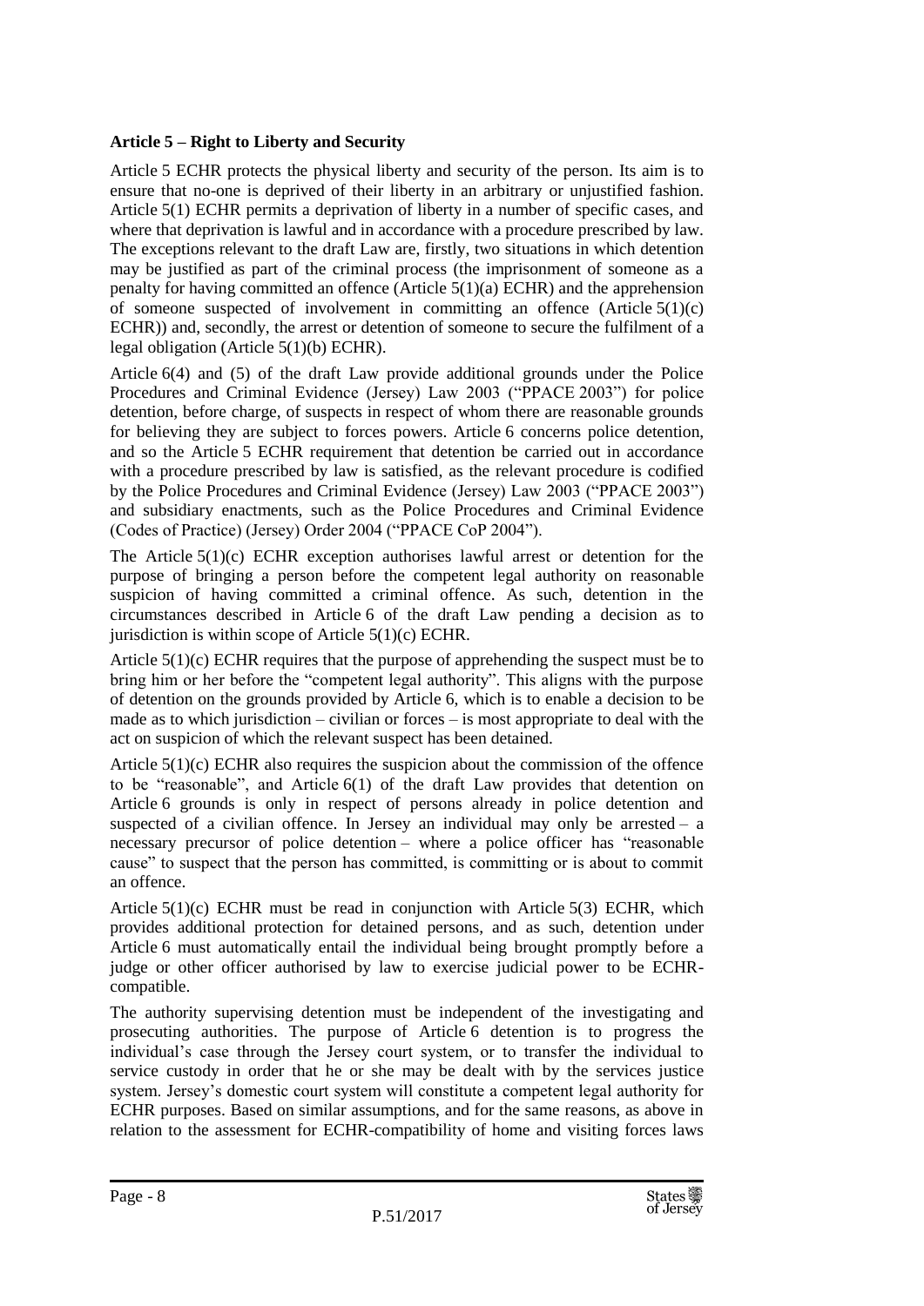**Article 5 – Right to Liberty and Security**

Article 5 ECHR protects the physical liberty and security of the person. Its aim is to ensure that no-one is deprived of their liberty in an arbitrary or unjustified fashion. Article 5(1) ECHR permits a deprivation of liberty in a number of specific cases, and where that deprivation is lawful and in accordance with a procedure prescribed by law. The exceptions relevant to the draft Law are, firstly, two situations in which detention may be justified as part of the criminal process (the imprisonment of someone as a penalty for having committed an offence (Article 5(1)(a) ECHR) and the apprehension of someone suspected of involvement in committing an offence (Article 5(1)(c) ECHR)) and, secondly, the arrest or detention of someone to secure the fulfilment of a legal obligation (Article 5(1)(b) ECHR).

Article 6(4) and (5) of the draft Law provide additional grounds under the Police Procedures and Criminal Evidence (Jersey) Law 2003 ("PPACE 2003") for police detention, before charge, of suspects in respect of whom there are reasonable grounds for believing they are subject to forces powers. Article 6 concerns police detention, and so the Article 5 ECHR requirement that detention be carried out in accordance with a procedure prescribed by law is satisfied, as the relevant procedure is codified by the Police Procedures and Criminal Evidence (Jersey) Law 2003 ("PPACE 2003") and subsidiary enactments, such as the Police Procedures and Criminal Evidence (Codes of Practice) (Jersey) Order 2004 ("PPACE CoP 2004").

The Article 5(1)(c) ECHR exception authorises lawful arrest or detention for the purpose of bringing a person before the competent legal authority on reasonable suspicion of having committed a criminal offence. As such, detention in the circumstances described in Article 6 of the draft Law pending a decision as to jurisdiction is within scope of Article 5(1)(c) ECHR.

Article 5(1)(c) ECHR requires that the purpose of apprehending the suspect must be to bring him or her before the "competent legal authority". This aligns with the purpose of detention on the grounds provided by Article 6, which is to enable a decision to be made as to which jurisdiction – civilian or forces – is most appropriate to deal with the act on suspicion of which the relevant suspect has been detained.

Article 5(1)(c) ECHR also requires the suspicion about the commission of the offence to be "reasonable", and Article 6(1) of the draft Law provides that detention on Article 6 grounds is only in respect of persons already in police detention and suspected of a civilian offence. In Jersey an individual may only be arrested – a necessary precursor of police detention – where a police officer has "reasonable cause" to suspect that the person has committed, is committing or is about to commit an offence.

Article 5(1)(c) ECHR must be read in conjunction with Article 5(3) ECHR, which provides additional protection for detained persons, and as such, detention under Article 6 must automatically entail the individual being brought promptly before a judge or other officer authorised by law to exercise judicial power to be ECHR-compatible.

The authority supervising detention must be independent of the investigating and prosecuting authorities. The purpose of Article 6 detention is to progress the individual's case through the Jersey court system, or to transfer the individual to service custody in order that he or she may be dealt with by the services justice system. Jersey's domestic court system will constitute a competent legal authority for ECHR purposes. Based on similar assumptions, and for the same reasons, as above in relation to the assessment for ECHR-compatibility of home and visiting forces laws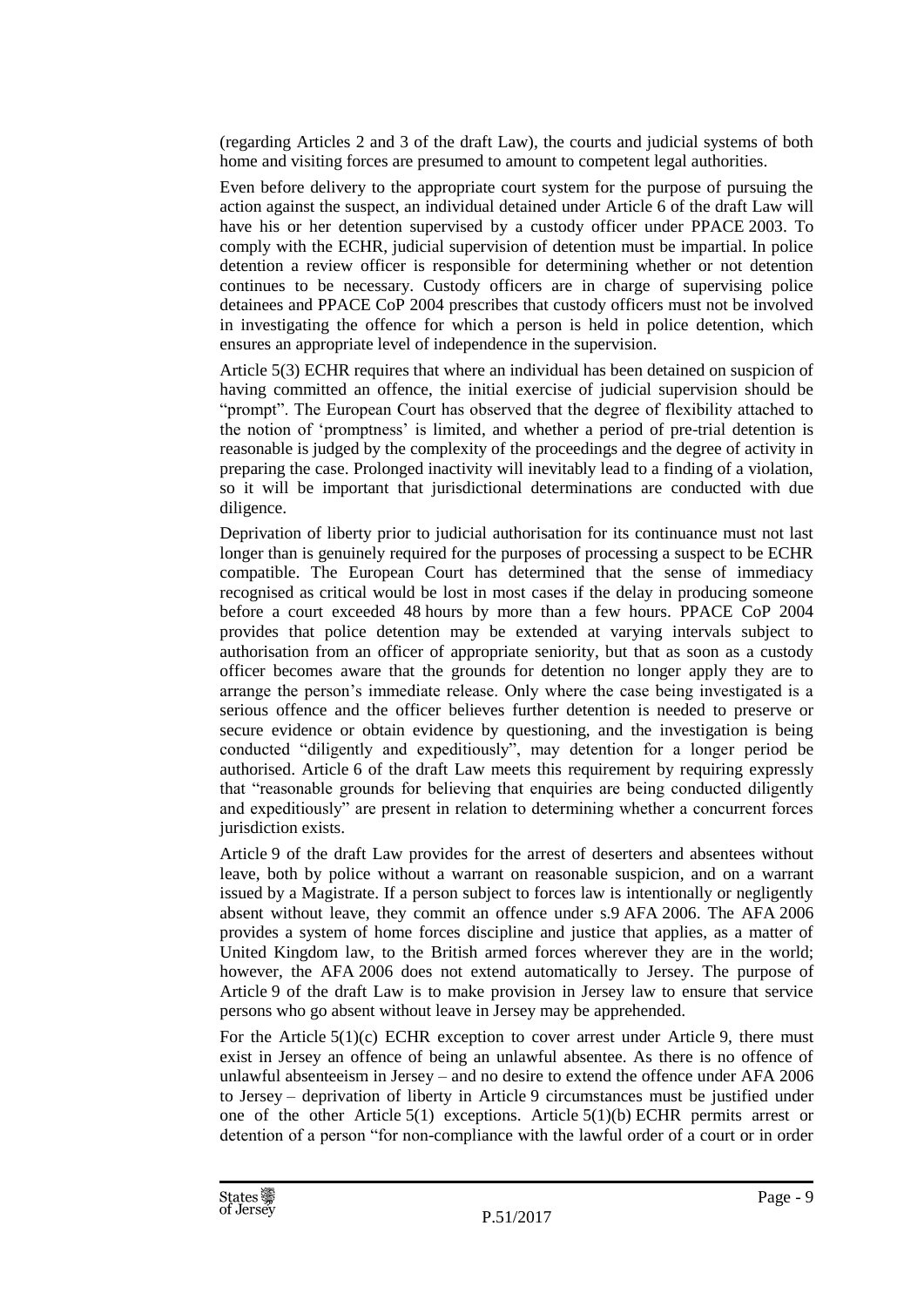(regarding Articles 2 and 3 of the draft Law), the courts and judicial systems of both home and visiting forces are presumed to amount to competent legal authorities.

Even before delivery to the appropriate court system for the purpose of pursuing the action against the suspect, an individual detained under Article 6 of the draft Law will have his or her detention supervised by a custody officer under PPACE 2003. To comply with the ECHR, judicial supervision of detention must be impartial. In police detention a review officer is responsible for determining whether or not detention continues to be necessary. Custody officers are in charge of supervising police detainees and PPACE CoP 2004 prescribes that custody officers must not be involved in investigating the offence for which a person is held in police detention, which ensures an appropriate level of independence in the supervision.

Article 5(3) ECHR requires that where an individual has been detained on suspicion of having committed an offence, the initial exercise of judicial supervision should be "prompt". The European Court has observed that the degree of flexibility attached to the notion of 'promptness' is limited, and whether a period of pre-trial detention is reasonable is judged by the complexity of the proceedings and the degree of activity in preparing the case. Prolonged inactivity will inevitably lead to a finding of a violation, so it will be important that jurisdictional determinations are conducted with due diligence.

Deprivation of liberty prior to judicial authorisation for its continuance must not last longer than is genuinely required for the purposes of processing a suspect to be ECHR compatible. The European Court has determined that the sense of immediacy recognised as critical would be lost in most cases if the delay in producing someone before a court exceeded 48 hours by more than a few hours. PPACE CoP 2004 provides that police detention may be extended at varying intervals subject to authorisation from an officer of appropriate seniority, but that as soon as a custody officer becomes aware that the grounds for detention no longer apply they are to arrange the person's immediate release. Only where the case being investigated is a serious offence and the officer believes further detention is needed to preserve or secure evidence or obtain evidence by questioning, and the investigation is being conducted "diligently and expeditiously", may detention for a longer period be authorised. Article 6 of the draft Law meets this requirement by requiring expressly that "reasonable grounds for believing that enquiries are being conducted diligently and expeditiously" are present in relation to determining whether a concurrent forces jurisdiction exists.

Article 9 of the draft Law provides for the arrest of deserters and absentees without leave, both by police without a warrant on reasonable suspicion, and on a warrant issued by a Magistrate. If a person subject to forces law is intentionally or negligently absent without leave, they commit an offence under s.9 AFA 2006. The AFA 2006 provides a system of home forces discipline and justice that applies, as a matter of United Kingdom law, to the British armed forces wherever they are in the world; however, the AFA 2006 does not extend automatically to Jersey. The purpose of Article 9 of the draft Law is to make provision in Jersey law to ensure that service persons who go absent without leave in Jersey may be apprehended.

For the Article 5(1)(c) ECHR exception to cover arrest under Article 9, there must exist in Jersey an offence of being an unlawful absentee. As there is no offence of unlawful absenteeism in Jersey – and no desire to extend the offence under AFA 2006 to Jersey – deprivation of liberty in Article 9 circumstances must be justified under one of the other Article 5(1) exceptions. Article 5(1)(b) ECHR permits arrest or detention of a person "for non-compliance with the lawful order of a court or in order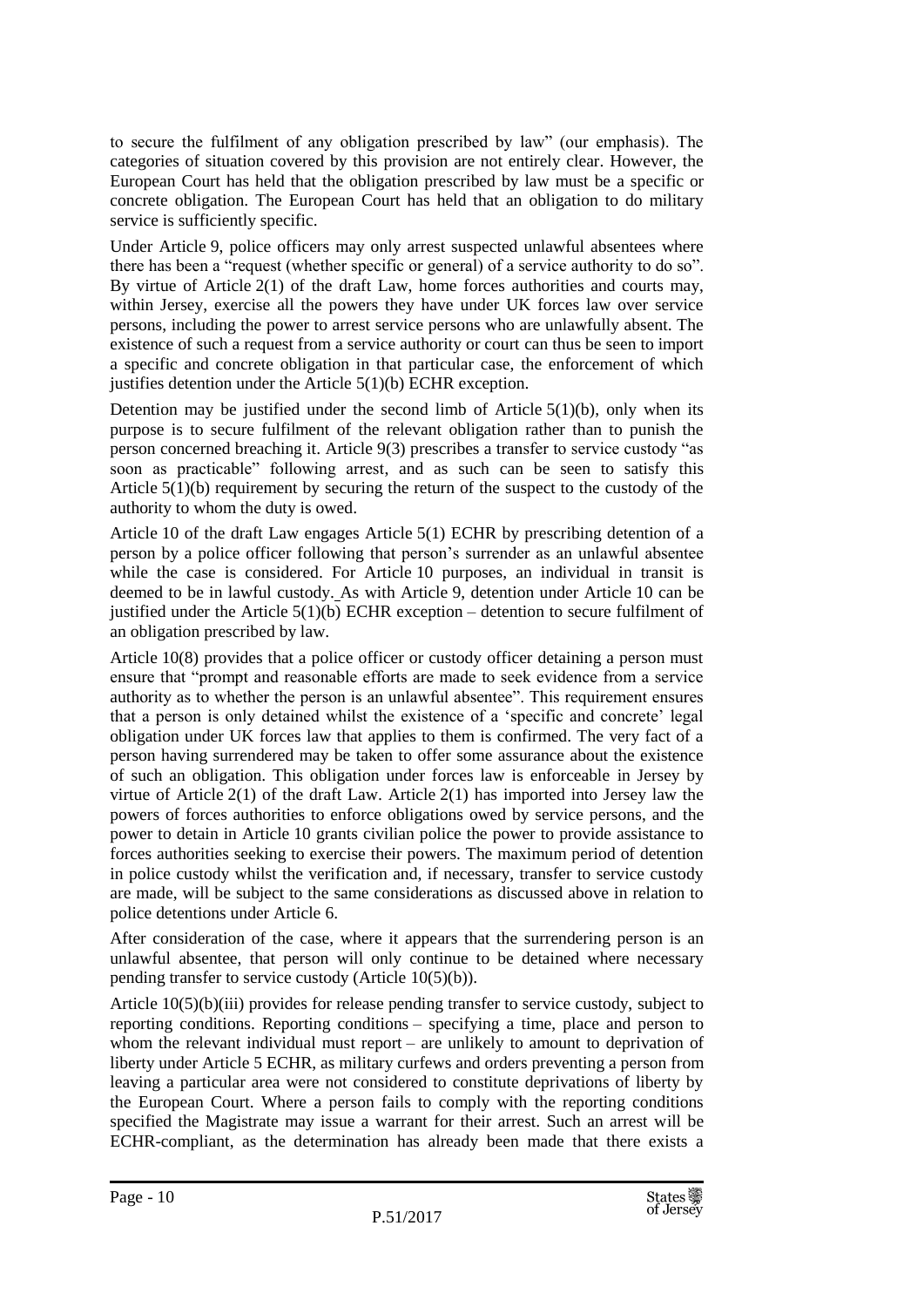to secure the fulfilment of any obligation prescribed by law" (our emphasis). The categories of situation covered by this provision are not entirely clear. However, the European Court has held that the obligation prescribed by law must be a specific or concrete obligation. The European Court has held that an obligation to do military service is sufficiently specific.

Under Article 9, police officers may only arrest suspected unlawful absentees where there has been a "request (whether specific or general) of a service authority to do so". By virtue of Article 2(1) of the draft Law, home forces authorities and courts may, within Jersey, exercise all the powers they have under UK forces law over service persons, including the power to arrest service persons who are unlawfully absent. The existence of such a request from a service authority or court can thus be seen to import a specific and concrete obligation in that particular case, the enforcement of which justifies detention under the Article 5(1)(b) ECHR exception.

Detention may be justified under the second limb of Article 5(1)(b), only when its purpose is to secure fulfilment of the relevant obligation rather than to punish the person concerned breaching it. Article 9(3) prescribes a transfer to service custody "as soon as practicable" following arrest, and as such can be seen to satisfy this Article 5(1)(b) requirement by securing the return of the suspect to the custody of the authority to whom the duty is owed.

Article 10 of the draft Law engages Article 5(1) ECHR by prescribing detention of a person by a police officer following that person's surrender as an unlawful absentee while the case is considered. For Article 10 purposes, an individual in transit is deemed to be in lawful custody. As with Article 9, detention under Article 10 can be justified under the Article 5(1)(b) ECHR exception – detention to secure fulfilment of an obligation prescribed by law.

Article 10(8) provides that a police officer or custody officer detaining a person must ensure that "prompt and reasonable efforts are made to seek evidence from a service authority as to whether the person is an unlawful absentee". This requirement ensures that a person is only detained whilst the existence of a 'specific and concrete' legal obligation under UK forces law that applies to them is confirmed. The very fact of a person having surrendered may be taken to offer some assurance about the existence of such an obligation. This obligation under forces law is enforceable in Jersey by virtue of Article 2(1) of the draft Law. Article 2(1) has imported into Jersey law the powers of forces authorities to enforce obligations owed by service persons, and the power to detain in Article 10 grants civilian police the power to provide assistance to forces authorities seeking to exercise their powers. The maximum period of detention in police custody whilst the verification and, if necessary, transfer to service custody are made, will be subject to the same considerations as discussed above in relation to police detentions under Article 6.

After consideration of the case, where it appears that the surrendering person is an unlawful absentee, that person will only continue to be detained where necessary pending transfer to service custody (Article 10(5)(b)).

Article 10(5)(b)(iii) provides for release pending transfer to service custody, subject to reporting conditions. Reporting conditions – specifying a time, place and person to whom the relevant individual must report – are unlikely to amount to deprivation of liberty under Article 5 ECHR, as military curfews and orders preventing a person from leaving a particular area were not considered to constitute deprivations of liberty by the European Court. Where a person fails to comply with the reporting conditions specified the Magistrate may issue a warrant for their arrest. Such an arrest will be ECHR-compliant, as the determination has already been made that there exists a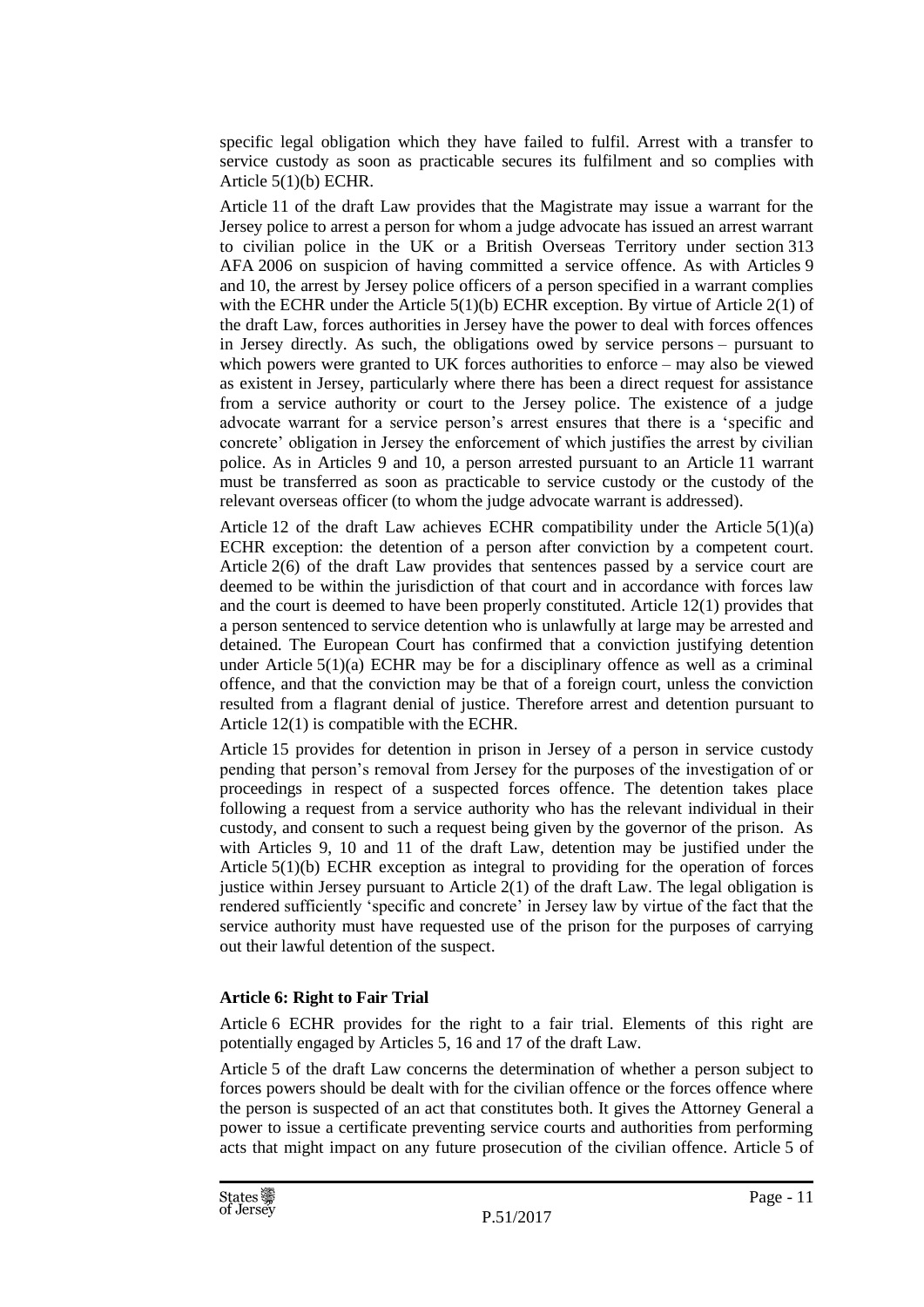specific legal obligation which they have failed to fulfil. Arrest with a transfer to service custody as soon as practicable secures its fulfilment and so complies with Article 5(1)(b) ECHR.

Article 11 of the draft Law provides that the Magistrate may issue a warrant for the Jersey police to arrest a person for whom a judge advocate has issued an arrest warrant to civilian police in the UK or a British Overseas Territory under section 313 AFA 2006 on suspicion of having committed a service offence. As with Articles 9 and 10, the arrest by Jersey police officers of a person specified in a warrant complies with the ECHR under the Article 5(1)(b) ECHR exception. By virtue of Article 2(1) of the draft Law, forces authorities in Jersey have the power to deal with forces offences in Jersey directly. As such, the obligations owed by service persons – pursuant to which powers were granted to UK forces authorities to enforce – may also be viewed as existent in Jersey, particularly where there has been a direct request for assistance from a service authority or court to the Jersey police. The existence of a judge advocate warrant for a service person's arrest ensures that there is a 'specific and concrete' obligation in Jersey the enforcement of which justifies the arrest by civilian police. As in Articles 9 and 10, a person arrested pursuant to an Article 11 warrant must be transferred as soon as practicable to service custody or the custody of the relevant overseas officer (to whom the judge advocate warrant is addressed).

Article 12 of the draft Law achieves ECHR compatibility under the Article 5(1)(a) ECHR exception: the detention of a person after conviction by a competent court. Article 2(6) of the draft Law provides that sentences passed by a service court are deemed to be within the jurisdiction of that court and in accordance with forces law and the court is deemed to have been properly constituted. Article 12(1) provides that a person sentenced to service detention who is unlawfully at large may be arrested and detained. The European Court has confirmed that a conviction justifying detention under Article 5(1)(a) ECHR may be for a disciplinary offence as well as a criminal offence, and that the conviction may be that of a foreign court, unless the conviction resulted from a flagrant denial of justice. Therefore arrest and detention pursuant to Article 12(1) is compatible with the ECHR.

Article 15 provides for detention in prison in Jersey of a person in service custody pending that person's removal from Jersey for the purposes of the investigation of or proceedings in respect of a suspected forces offence. The detention takes place following a request from a service authority who has the relevant individual in their custody, and consent to such a request being given by the governor of the prison. As with Articles 9, 10 and 11 of the draft Law, detention may be justified under the Article 5(1)(b) ECHR exception as integral to providing for the operation of forces justice within Jersey pursuant to Article 2(1) of the draft Law. The legal obligation is rendered sufficiently 'specific and concrete' in Jersey law by virtue of the fact that the service authority must have requested use of the prison for the purposes of carrying out their lawful detention of the suspect.

**Article 6: Right to Fair Trial**

Article 6 ECHR provides for the right to a fair trial. Elements of this right are potentially engaged by Articles 5, 16 and 17 of the draft Law.

Article 5 of the draft Law concerns the determination of whether a person subject to forces powers should be dealt with for the civilian offence or the forces offence where the person is suspected of an act that constitutes both. It gives the Attorney General a power to issue a certificate preventing service courts and authorities from performing acts that might impact on any future prosecution of the civilian offence. Article 5 of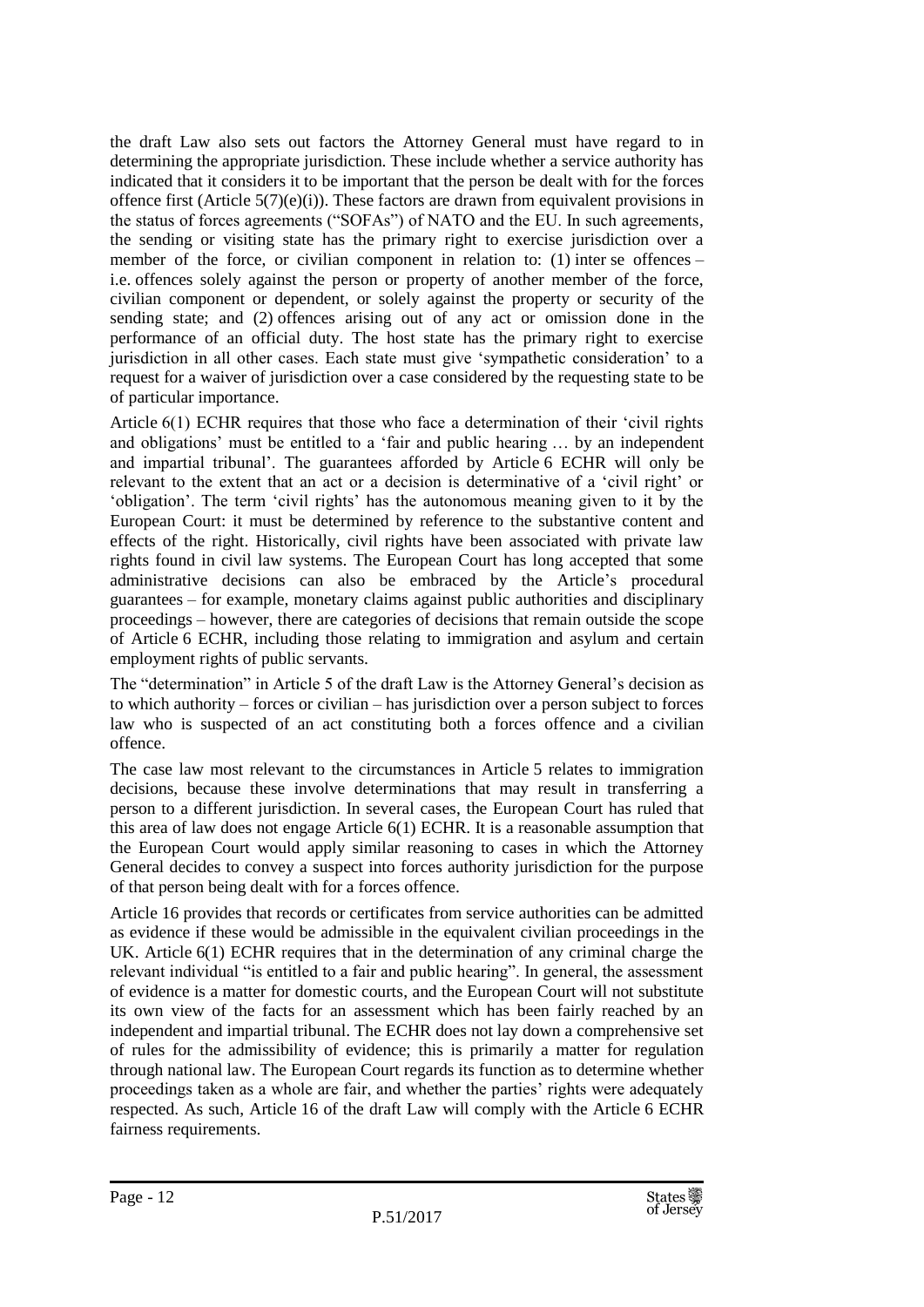the draft Law also sets out factors the Attorney General must have regard to in determining the appropriate jurisdiction. These include whether a service authority has indicated that it considers it to be important that the person be dealt with for the forces offence first (Article 5(7)(e)(i)). These factors are drawn from equivalent provisions in the status of forces agreements ("SOFAs") of NATO and the EU. In such agreements, the sending or visiting state has the primary right to exercise jurisdiction over a member of the force, or civilian component in relation to: (1) inter se offences – i.e. offences solely against the person or property of another member of the force, civilian component or dependent, or solely against the property or security of the sending state; and (2) offences arising out of any act or omission done in the performance of an official duty. The host state has the primary right to exercise jurisdiction in all other cases. Each state must give 'sympathetic consideration' to a request for a waiver of jurisdiction over a case considered by the requesting state to be of particular importance.

Article 6(1) ECHR requires that those who face a determination of their 'civil rights and obligations' must be entitled to a 'fair and public hearing … by an independent and impartial tribunal'. The guarantees afforded by Article 6 ECHR will only be relevant to the extent that an act or a decision is determinative of a 'civil right' or 'obligation'. The term 'civil rights' has the autonomous meaning given to it by the European Court: it must be determined by reference to the substantive content and effects of the right. Historically, civil rights have been associated with private law rights found in civil law systems. The European Court has long accepted that some administrative decisions can also be embraced by the Article's procedural guarantees – for example, monetary claims against public authorities and disciplinary proceedings – however, there are categories of decisions that remain outside the scope of Article 6 ECHR, including those relating to immigration and asylum and certain employment rights of public servants.

The "determination" in Article 5 of the draft Law is the Attorney General's decision as to which authority – forces or civilian – has jurisdiction over a person subject to forces law who is suspected of an act constituting both a forces offence and a civilian offence.

The case law most relevant to the circumstances in Article 5 relates to immigration decisions, because these involve determinations that may result in transferring a person to a different jurisdiction. In several cases, the European Court has ruled that this area of law does not engage Article 6(1) ECHR. It is a reasonable assumption that the European Court would apply similar reasoning to cases in which the Attorney General decides to convey a suspect into forces authority jurisdiction for the purpose of that person being dealt with for a forces offence.

Article 16 provides that records or certificates from service authorities can be admitted as evidence if these would be admissible in the equivalent civilian proceedings in the UK. Article 6(1) ECHR requires that in the determination of any criminal charge the relevant individual "is entitled to a fair and public hearing". In general, the assessment of evidence is a matter for domestic courts, and the European Court will not substitute its own view of the facts for an assessment which has been fairly reached by an independent and impartial tribunal. The ECHR does not lay down a comprehensive set of rules for the admissibility of evidence; this is primarily a matter for regulation through national law. The European Court regards its function as to determine whether proceedings taken as a whole are fair, and whether the parties' rights were adequately respected. As such, Article 16 of the draft Law will comply with the Article 6 ECHR fairness requirements.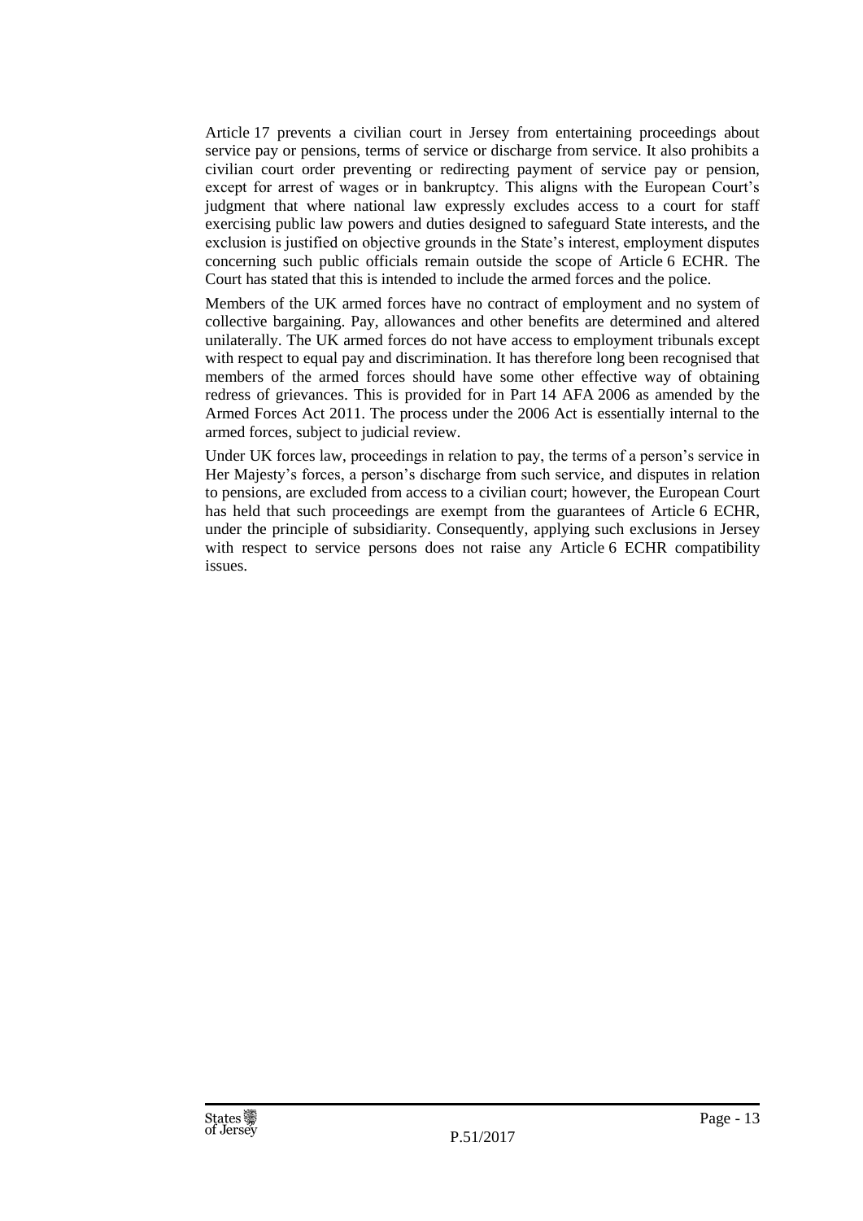Article 17 prevents a civilian court in Jersey from entertaining proceedings about service pay or pensions, terms of service or discharge from service. It also prohibits a civilian court order preventing or redirecting payment of service pay or pension, except for arrest of wages or in bankruptcy. This aligns with the European Court's judgment that where national law expressly excludes access to a court for staff exercising public law powers and duties designed to safeguard State interests, and the exclusion is justified on objective grounds in the State's interest, employment disputes concerning such public officials remain outside the scope of Article 6 ECHR. The Court has stated that this is intended to include the armed forces and the police.

Members of the UK armed forces have no contract of employment and no system of collective bargaining. Pay, allowances and other benefits are determined and altered unilaterally. The UK armed forces do not have access to employment tribunals except with respect to equal pay and discrimination. It has therefore long been recognised that members of the armed forces should have some other effective way of obtaining redress of grievances. This is provided for in Part 14 AFA 2006 as amended by the Armed Forces Act 2011. The process under the 2006 Act is essentially internal to the armed forces, subject to judicial review.

Under UK forces law, proceedings in relation to pay, the terms of a person's service in Her Majesty's forces, a person's discharge from such service, and disputes in relation to pensions, are excluded from access to a civilian court; however, the European Court has held that such proceedings are exempt from the guarantees of Article 6 ECHR, under the principle of subsidiarity. Consequently, applying such exclusions in Jersey with respect to service persons does not raise any Article 6 ECHR compatibility issues.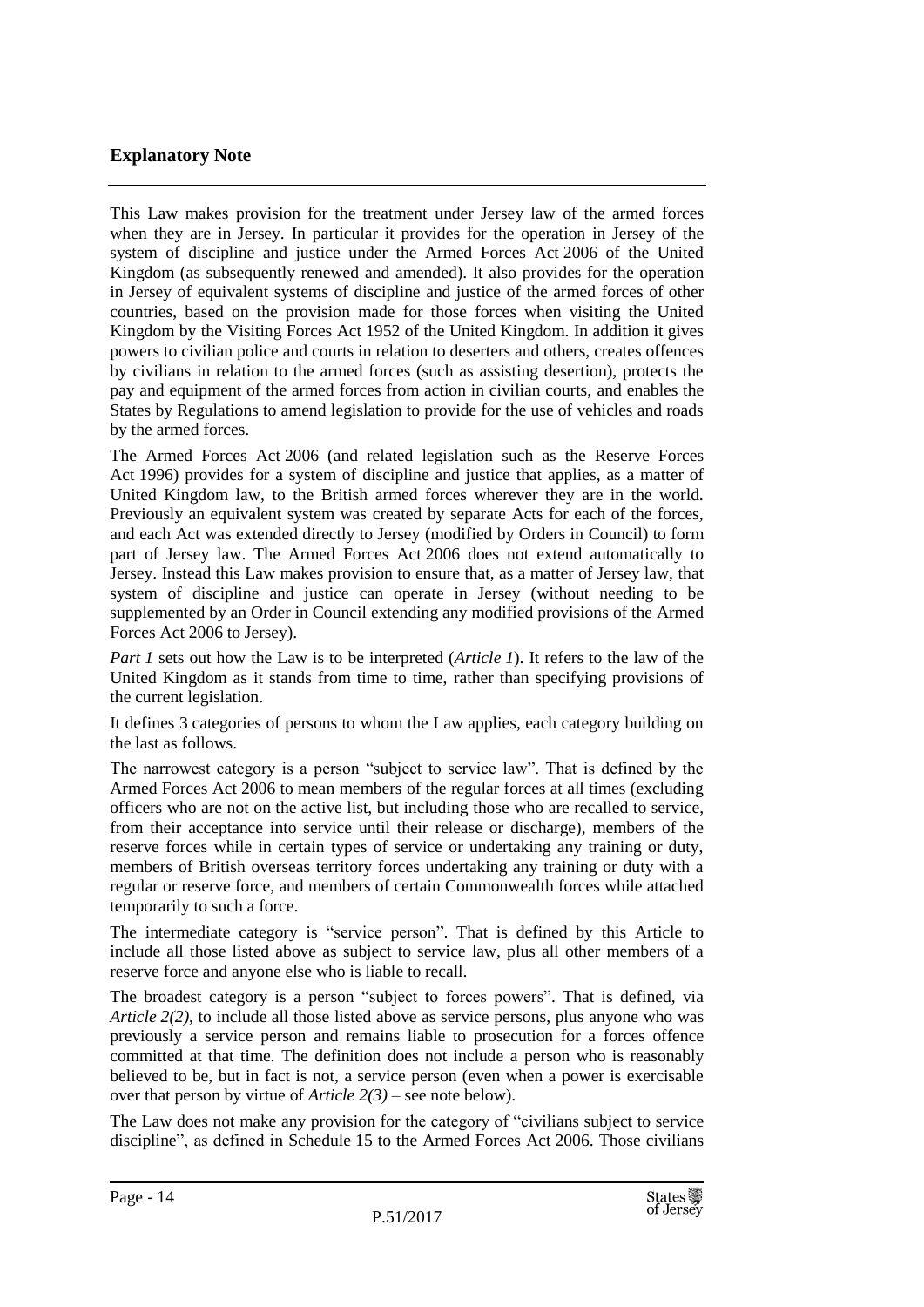## Explanatory Note

This Law makes provision for the treatment under Jersey law of the armed forces when they are in Jersey. In particular it provides for the operation in Jersey of the system of discipline and justice under the Armed Forces Act 2006 of the United Kingdom (as subsequently renewed and amended). It also provides for the operation in Jersey of equivalent systems of discipline and justice of the armed forces of other countries, based on the provision made for those forces when visiting the United Kingdom by the Visiting Forces Act 1952 of the United Kingdom. In addition it gives powers to civilian police and courts in relation to deserters and others, creates offences by civilians in relation to the armed forces (such as assisting desertion), protects the pay and equipment of the armed forces from action in civilian courts, and enables the States by Regulations to amend legislation to provide for the use of vehicles and roads by the armed forces.

The Armed Forces Act 2006 (and related legislation such as the Reserve Forces Act 1996) provides for a system of discipline and justice that applies, as a matter of United Kingdom law, to the British armed forces wherever they are in the world. Previously an equivalent system was created by separate Acts for each of the forces, and each Act was extended directly to Jersey (modified by Orders in Council) to form part of Jersey law. The Armed Forces Act 2006 does not extend automatically to Jersey. Instead this Law makes provision to ensure that, as a matter of Jersey law, that system of discipline and justice can operate in Jersey (without needing to be supplemented by an Order in Council extending any modified provisions of the Armed Forces Act 2006 to Jersey).

*Part 1* sets out how the Law is to be interpreted (*Article 1*). It refers to the law of the United Kingdom as it stands from time to time, rather than specifying provisions of the current legislation.

It defines 3 categories of persons to whom the Law applies, each category building on the last as follows.

The narrowest category is a person "subject to service law". That is defined by the Armed Forces Act 2006 to mean members of the regular forces at all times (excluding officers who are not on the active list, but including those who are recalled to service, from their acceptance into service until their release or discharge), members of the reserve forces while in certain types of service or undertaking any training or duty, members of British overseas territory forces undertaking any training or duty with a regular or reserve force, and members of certain Commonwealth forces while attached temporarily to such a force.

The intermediate category is "service person". That is defined by this Article to include all those listed above as subject to service law, plus all other members of a reserve force and anyone else who is liable to recall.

The broadest category is a person "subject to forces powers". That is defined, via *Article 2(2)*, to include all those listed above as service persons, plus anyone who was previously a service person and remains liable to prosecution for a forces offence committed at that time. The definition does not include a person who is reasonably believed to be, but in fact is not, a service person (even when a power is exercisable over that person by virtue of *Article 2(3)* – see note below).

The Law does not make any provision for the category of "civilians subject to service discipline", as defined in Schedule 15 to the Armed Forces Act 2006. Those civilians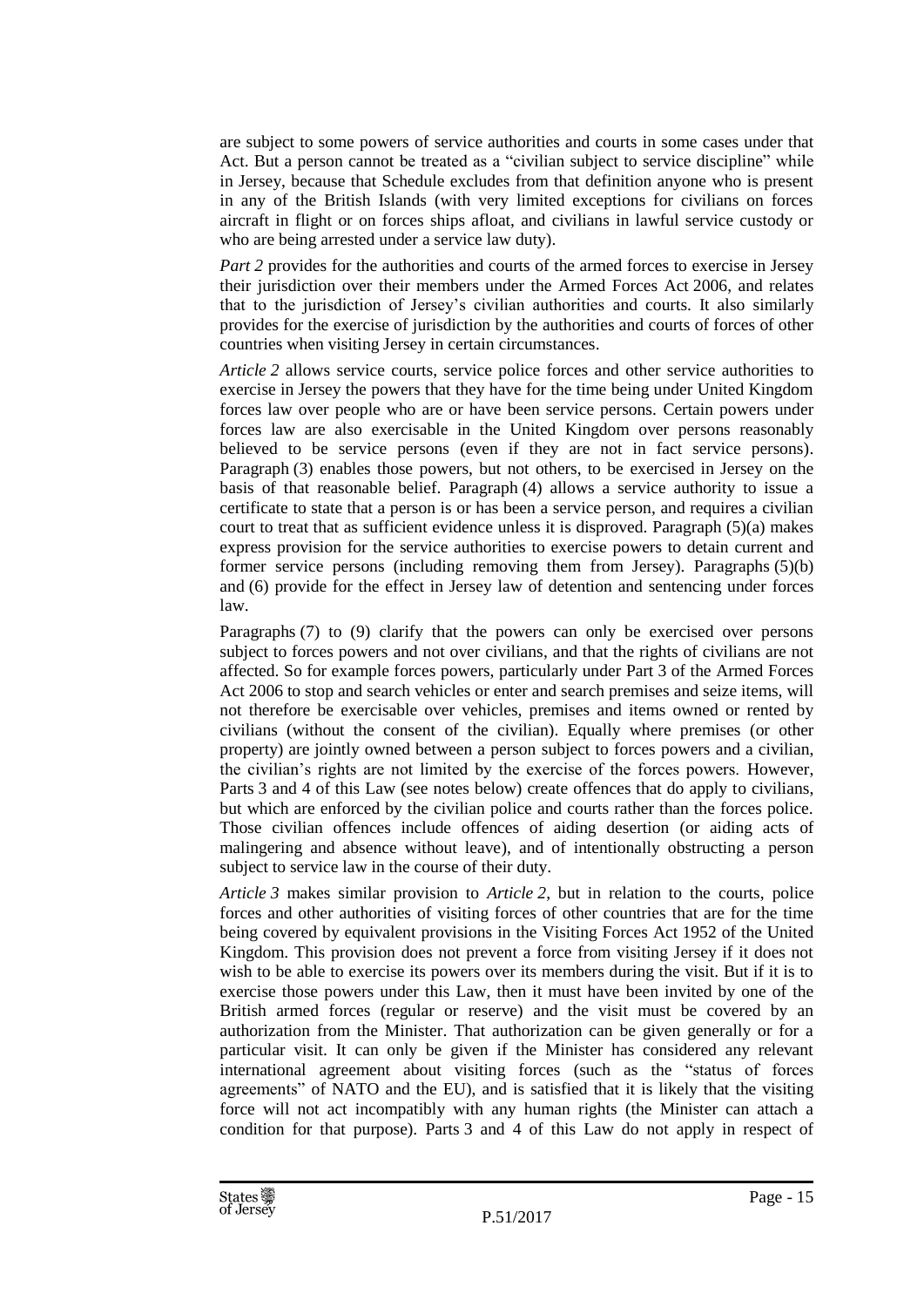are subject to some powers of service authorities and courts in some cases under that Act. But a person cannot be treated as a "civilian subject to service discipline" while in Jersey, because that Schedule excludes from that definition anyone who is present in any of the British Islands (with very limited exceptions for civilians on forces aircraft in flight or on forces ships afloat, and civilians in lawful service custody or who are being arrested under a service law duty).

*Part 2* provides for the authorities and courts of the armed forces to exercise in Jersey their jurisdiction over their members under the Armed Forces Act 2006, and relates that to the jurisdiction of Jersey's civilian authorities and courts. It also similarly provides for the exercise of jurisdiction by the authorities and courts of forces of other countries when visiting Jersey in certain circumstances.

*Article 2* allows service courts, service police forces and other service authorities to exercise in Jersey the powers that they have for the time being under United Kingdom forces law over people who are or have been service persons. Certain powers under forces law are also exercisable in the United Kingdom over persons reasonably believed to be service persons (even if they are not in fact service persons). Paragraph (3) enables those powers, but not others, to be exercised in Jersey on the basis of that reasonable belief. Paragraph (4) allows a service authority to issue a certificate to state that a person is or has been a service person, and requires a civilian court to treat that as sufficient evidence unless it is disproved. Paragraph (5)(a) makes express provision for the service authorities to exercise powers to detain current and former service persons (including removing them from Jersey). Paragraphs (5)(b) and (6) provide for the effect in Jersey law of detention and sentencing under forces law.

Paragraphs (7) to (9) clarify that the powers can only be exercised over persons subject to forces powers and not over civilians, and that the rights of civilians are not affected. So for example forces powers, particularly under Part 3 of the Armed Forces Act 2006 to stop and search vehicles or enter and search premises and seize items, will not therefore be exercisable over vehicles, premises and items owned or rented by civilians (without the consent of the civilian). Equally where premises (or other property) are jointly owned between a person subject to forces powers and a civilian, the civilian's rights are not limited by the exercise of the forces powers. However, Parts 3 and 4 of this Law (see notes below) create offences that do apply to civilians, but which are enforced by the civilian police and courts rather than the forces police. Those civilian offences include offences of aiding desertion (or aiding acts of malingering and absence without leave), and of intentionally obstructing a person subject to service law in the course of their duty.

*Article 3* makes similar provision to *Article 2*, but in relation to the courts, police forces and other authorities of visiting forces of other countries that are for the time being covered by equivalent provisions in the Visiting Forces Act 1952 of the United Kingdom. This provision does not prevent a force from visiting Jersey if it does not wish to be able to exercise its powers over its members during the visit. But if it is to exercise those powers under this Law, then it must have been invited by one of the British armed forces (regular or reserve) and the visit must be covered by an authorization from the Minister. That authorization can be given generally or for a particular visit. It can only be given if the Minister has considered any relevant international agreement about visiting forces (such as the "status of forces agreements" of NATO and the EU), and is satisfied that it is likely that the visiting force will not act incompatibly with any human rights (the Minister can attach a condition for that purpose). Parts 3 and 4 of this Law do not apply in respect of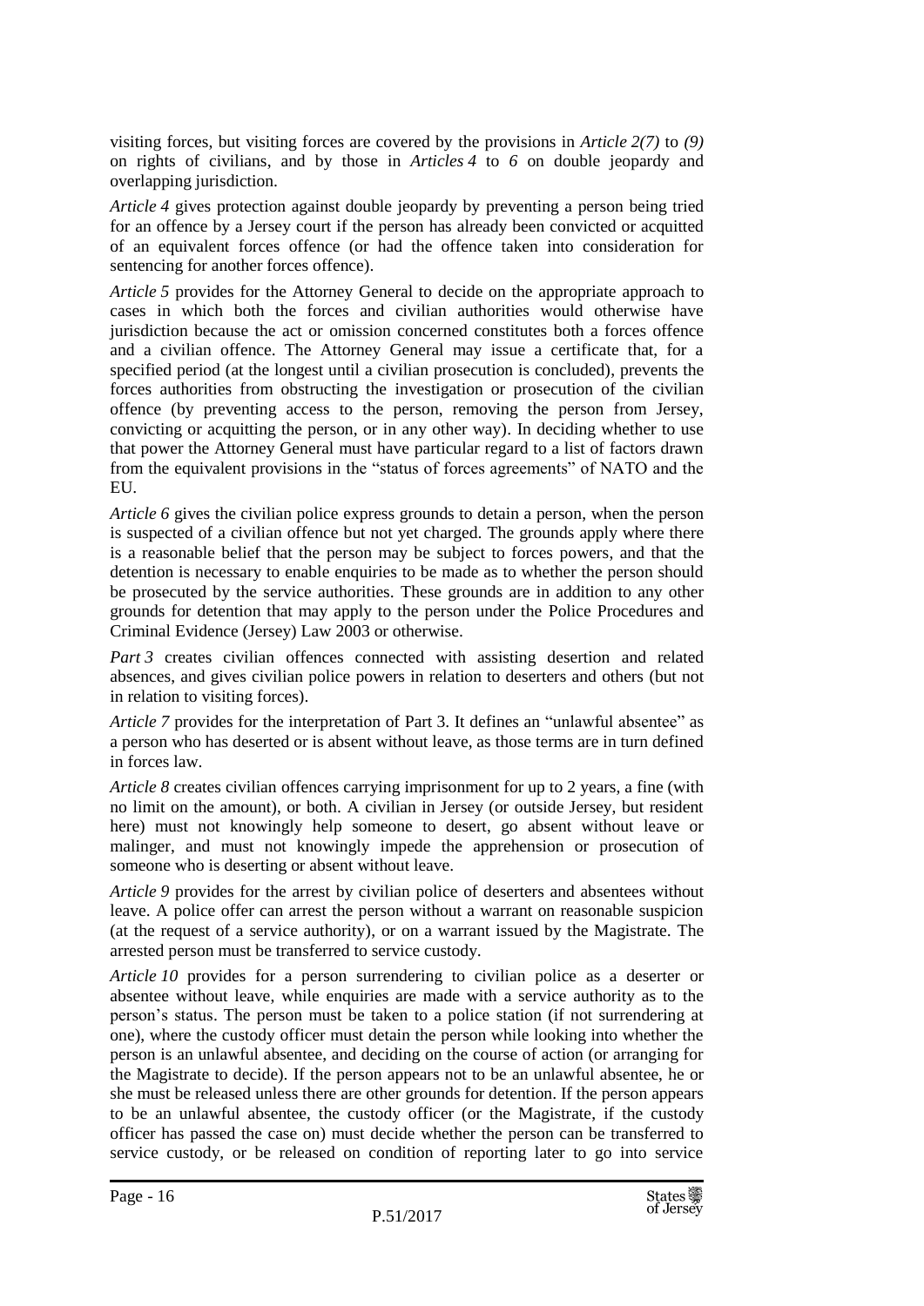visiting forces, but visiting forces are covered by the provisions in *Article 2(7)* to *(9)* on rights of civilians, and by those in *Articles 4* to *6* on double jeopardy and overlapping jurisdiction.

*Article 4* gives protection against double jeopardy by preventing a person being tried for an offence by a Jersey court if the person has already been convicted or acquitted of an equivalent forces offence (or had the offence taken into consideration for sentencing for another forces offence).

*Article 5* provides for the Attorney General to decide on the appropriate approach to cases in which both the forces and civilian authorities would otherwise have jurisdiction because the act or omission concerned constitutes both a forces offence and a civilian offence. The Attorney General may issue a certificate that, for a specified period (at the longest until a civilian prosecution is concluded), prevents the forces authorities from obstructing the investigation or prosecution of the civilian offence (by preventing access to the person, removing the person from Jersey, convicting or acquitting the person, or in any other way). In deciding whether to use that power the Attorney General must have particular regard to a list of factors drawn from the equivalent provisions in the "status of forces agreements" of NATO and the EU.

*Article 6* gives the civilian police express grounds to detain a person, when the person is suspected of a civilian offence but not yet charged. The grounds apply where there is a reasonable belief that the person may be subject to forces powers, and that the detention is necessary to enable enquiries to be made as to whether the person should be prosecuted by the service authorities. These grounds are in addition to any other grounds for detention that may apply to the person under the Police Procedures and Criminal Evidence (Jersey) Law 2003 or otherwise.

*Part 3* creates civilian offences connected with assisting desertion and related absences, and gives civilian police powers in relation to deserters and others (but not in relation to visiting forces).

*Article 7* provides for the interpretation of Part 3. It defines an "unlawful absentee" as a person who has deserted or is absent without leave, as those terms are in turn defined in forces law.

*Article 8* creates civilian offences carrying imprisonment for up to 2 years, a fine (with no limit on the amount), or both. A civilian in Jersey (or outside Jersey, but resident here) must not knowingly help someone to desert, go absent without leave or malinger, and must not knowingly impede the apprehension or prosecution of someone who is deserting or absent without leave.

*Article 9* provides for the arrest by civilian police of deserters and absentees without leave. A police offer can arrest the person without a warrant on reasonable suspicion (at the request of a service authority), or on a warrant issued by the Magistrate. The arrested person must be transferred to service custody.

*Article 10* provides for a person surrendering to civilian police as a deserter or absentee without leave, while enquiries are made with a service authority as to the person's status. The person must be taken to a police station (if not surrendering at one), where the custody officer must detain the person while looking into whether the person is an unlawful absentee, and deciding on the course of action (or arranging for the Magistrate to decide). If the person appears not to be an unlawful absentee, he or she must be released unless there are other grounds for detention. If the person appears to be an unlawful absentee, the custody officer (or the Magistrate, if the custody officer has passed the case on) must decide whether the person can be transferred to service custody, or be released on condition of reporting later to go into service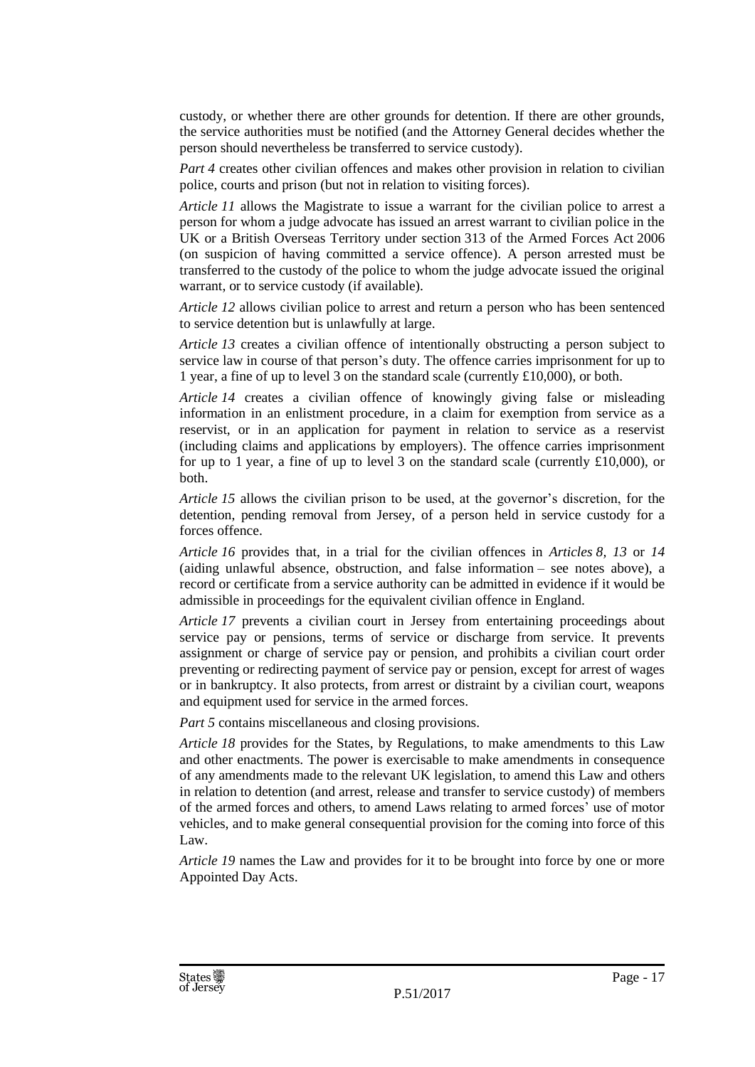custody, or whether there are other grounds for detention. If there are other grounds, the service authorities must be notified (and the Attorney General decides whether the person should nevertheless be transferred to service custody).

*Part 4* creates other civilian offences and makes other provision in relation to civilian police, courts and prison (but not in relation to visiting forces).

*Article 11* allows the Magistrate to issue a warrant for the civilian police to arrest a person for whom a judge advocate has issued an arrest warrant to civilian police in the UK or a British Overseas Territory under section 313 of the Armed Forces Act 2006 (on suspicion of having committed a service offence). A person arrested must be transferred to the custody of the police to whom the judge advocate issued the original warrant, or to service custody (if available).

*Article 12* allows civilian police to arrest and return a person who has been sentenced to service detention but is unlawfully at large.

*Article 13* creates a civilian offence of intentionally obstructing a person subject to service law in course of that person's duty. The offence carries imprisonment for up to 1 year, a fine of up to level 3 on the standard scale (currently £10,000), or both.

*Article 14* creates a civilian offence of knowingly giving false or misleading information in an enlistment procedure, in a claim for exemption from service as a reservist, or in an application for payment in relation to service as a reservist (including claims and applications by employers). The offence carries imprisonment for up to 1 year, a fine of up to level 3 on the standard scale (currently £10,000), or both.

*Article 15* allows the civilian prison to be used, at the governor's discretion, for the detention, pending removal from Jersey, of a person held in service custody for a forces offence.

*Article 16* provides that, in a trial for the civilian offences in *Articles 8*, *13* or *14* (aiding unlawful absence, obstruction, and false information – see notes above), a record or certificate from a service authority can be admitted in evidence if it would be admissible in proceedings for the equivalent civilian offence in England.

*Article 17* prevents a civilian court in Jersey from entertaining proceedings about service pay or pensions, terms of service or discharge from service. It prevents assignment or charge of service pay or pension, and prohibits a civilian court order preventing or redirecting payment of service pay or pension, except for arrest of wages or in bankruptcy. It also protects, from arrest or distraint by a civilian court, weapons and equipment used for service in the armed forces.

*Part 5* contains miscellaneous and closing provisions.

*Article 18* provides for the States, by Regulations, to make amendments to this Law and other enactments. The power is exercisable to make amendments in consequence of any amendments made to the relevant UK legislation, to amend this Law and others in relation to detention (and arrest, release and transfer to service custody) of members of the armed forces and others, to amend Laws relating to armed forces' use of motor vehicles, and to make general consequential provision for the coming into force of this Law.

*Article 19* names the Law and provides for it to be brought into force by one or more Appointed Day Acts.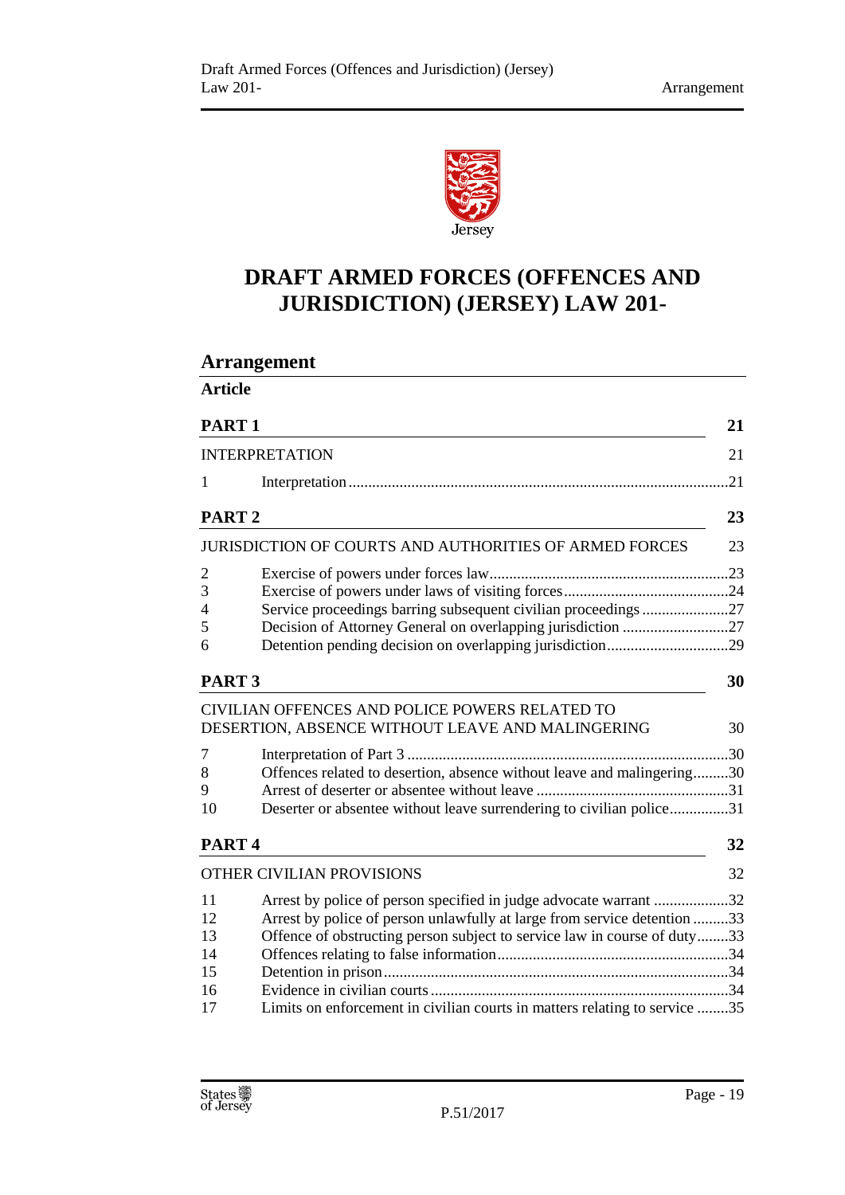# DRAFT ARMED FORCES (OFFENCES AND JURISDICTION) (JERSEY) LAW 201-

## Arrangement

**Article**

| | | |
|---|---|---|
| **PART 1** | | **21** |
| INTERPRETATION | | 21 |
| 1 | Interpretation | 21 |
| **PART 2** | | **23** |
| JURISDICTION OF COURTS AND AUTHORITIES OF ARMED FORCES | | 23 |
| 2 | Exercise of powers under forces law | 23 |
| 3 | Exercise of powers under laws of visiting forces | 24 |
| 4 | Service proceedings barring subsequent civilian proceedings | 27 |
| 5 | Decision of Attorney General on overlapping jurisdiction | 27 |
| 6 | Detention pending decision on overlapping jurisdiction | 29 |
| **PART 3** | | **30** |
| CIVILIAN OFFENCES AND POLICE POWERS RELATED TO DESERTION, ABSENCE WITHOUT LEAVE AND MALINGERING | | 30 |
| 7 | Interpretation of Part 3 | 30 |
| 8 | Offences related to desertion, absence without leave and malingering | 30 |
| 9 | Arrest of deserter or absentee without leave | 31 |
| 10 | Deserter or absentee without leave surrendering to civilian police | 31 |
| **PART 4** | | **32** |
| OTHER CIVILIAN PROVISIONS | | 32 |
| 11 | Arrest by police of person specified in judge advocate warrant | 32 |
| 12 | Arrest by police of person unlawfully at large from service detention | 33 |
| 13 | Offence of obstructing person subject to service law in course of duty | 33 |
| 14 | Offences relating to false information | 34 |
| 15 | Detention in prison | 34 |
| 16 | Evidence in civilian courts | 34 |
| 17 | Limits on enforcement in civilian courts in matters relating to service | 35 |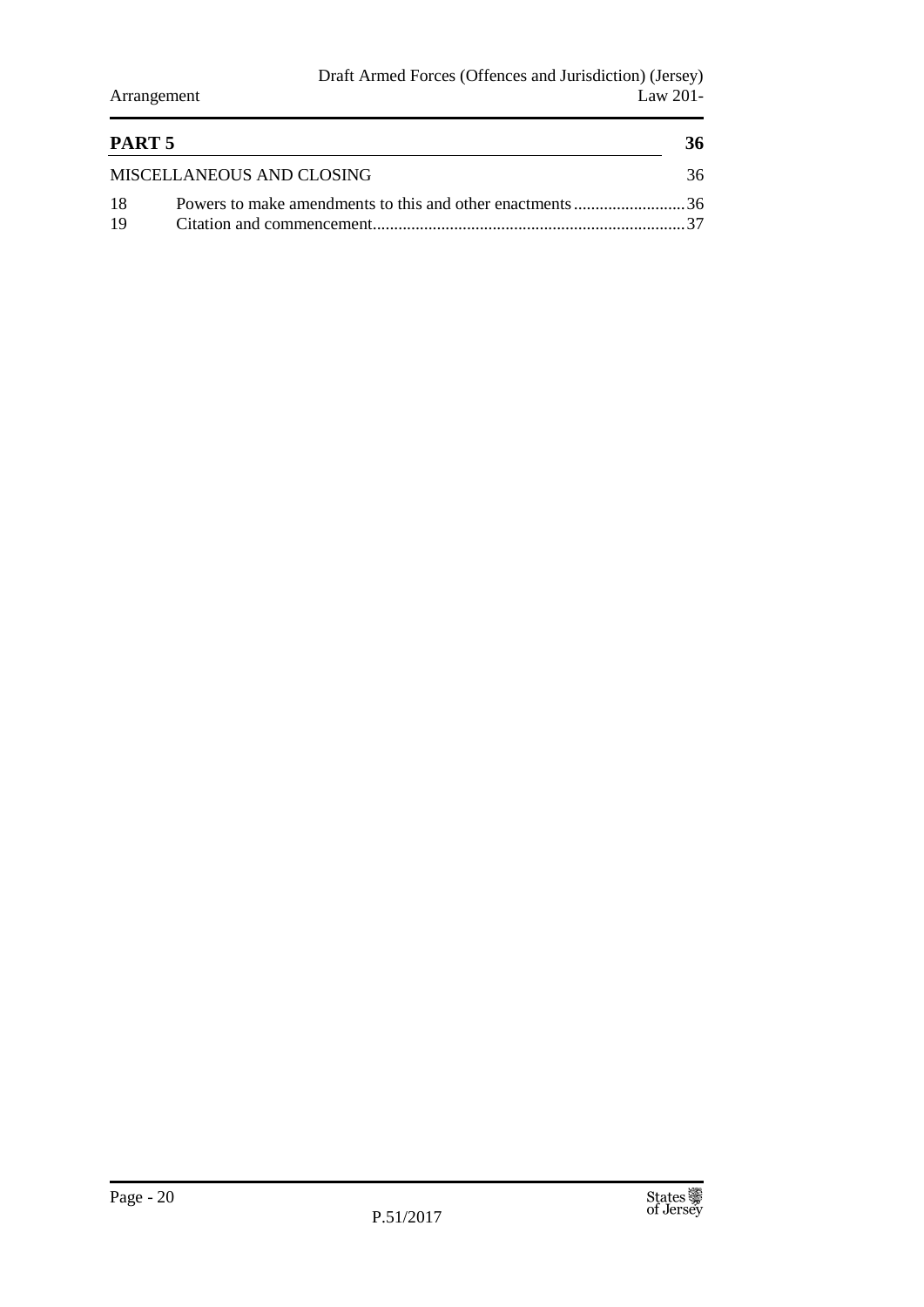| PART 5 | | 36 |
|---|---|---|
| MISCELLANEOUS AND CLOSING | | 36 |
| 18 | Powers to make amendments to this and other enactments | 36 |
| 19 | Citation and commencement | 37 |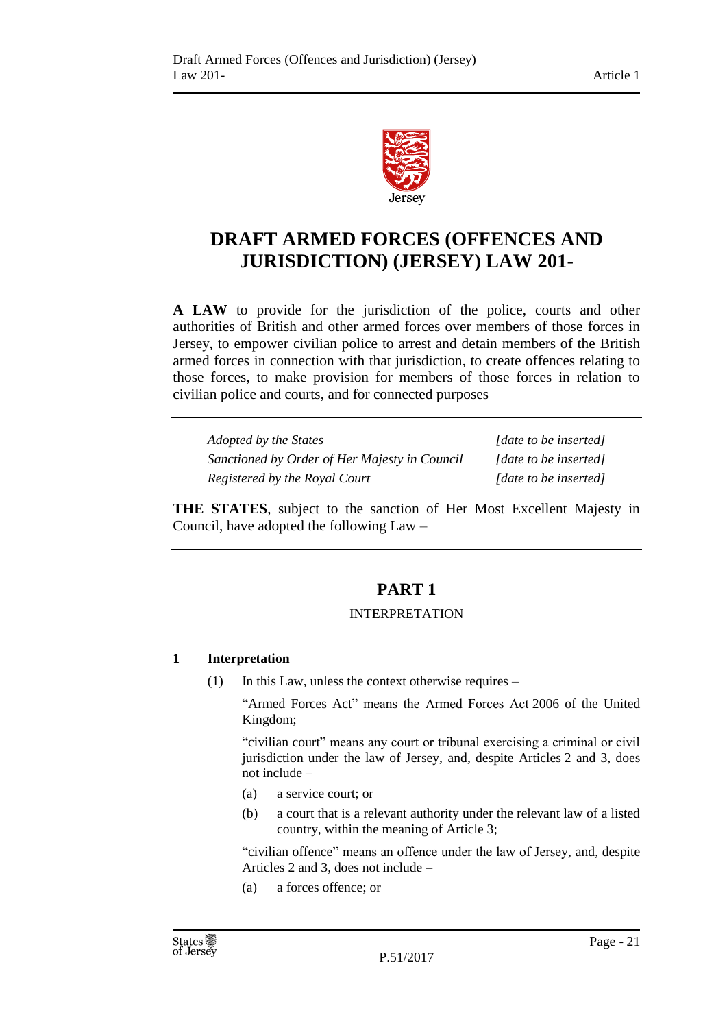# DRAFT ARMED FORCES (OFFENCES AND JURISDICTION) (JERSEY) LAW 201-

**A LAW** to provide for the jurisdiction of the police, courts and other authorities of British and other armed forces over members of those forces in Jersey, to empower civilian police to arrest and detain members of the British armed forces in connection with that jurisdiction, to create offences relating to those forces, to make provision for members of those forces in relation to civilian police and courts, and for connected purposes

| | |
|---|---|
| *Adopted by the States* | *[date to be inserted]* |
| *Sanctioned by Order of Her Majesty in Council* | *[date to be inserted]* |
| *Registered by the Royal Court* | *[date to be inserted]* |

**THE STATES**, subject to the sanction of Her Most Excellent Majesty in Council, have adopted the following Law –

## PART 1

INTERPRETATION

### 1 Interpretation

(1) In this Law, unless the context otherwise requires –

"Armed Forces Act" means the Armed Forces Act 2006 of the United Kingdom;

"civilian court" means any court or tribunal exercising a criminal or civil jurisdiction under the law of Jersey, and, despite Articles 2 and 3, does not include –

(a) a service court; or

(b) a court that is a relevant authority under the relevant law of a listed country, within the meaning of Article 3;

"civilian offence" means an offence under the law of Jersey, and, despite Articles 2 and 3, does not include –

(a) a forces offence; or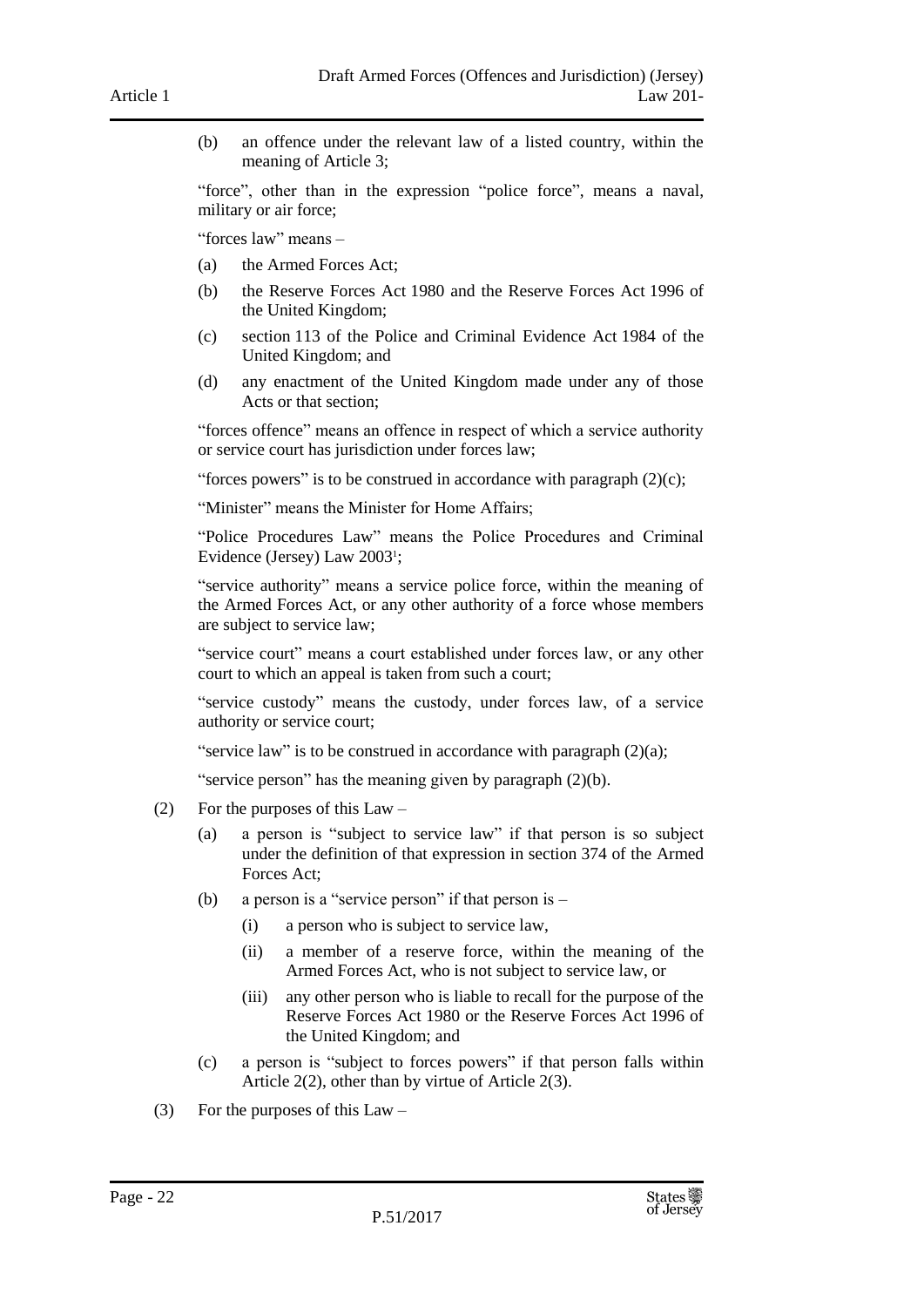(b) an offence under the relevant law of a listed country, within the meaning of Article 3;

"force", other than in the expression "police force", means a naval, military or air force;

"forces law" means –

(a) the Armed Forces Act;

(b) the Reserve Forces Act 1980 and the Reserve Forces Act 1996 of the United Kingdom;

(c) section 113 of the Police and Criminal Evidence Act 1984 of the United Kingdom; and

(d) any enactment of the United Kingdom made under any of those Acts or that section;

"forces offence" means an offence in respect of which a service authority or service court has jurisdiction under forces law;

"forces powers" is to be construed in accordance with paragraph (2)(c);

"Minister" means the Minister for Home Affairs;

"Police Procedures Law" means the Police Procedures and Criminal Evidence (Jersey) Law 2003[1];

"service authority" means a service police force, within the meaning of the Armed Forces Act, or any other authority of a force whose members are subject to service law;

"service court" means a court established under forces law, or any other court to which an appeal is taken from such a court;

"service custody" means the custody, under forces law, of a service authority or service court;

"service law" is to be construed in accordance with paragraph (2)(a);

"service person" has the meaning given by paragraph (2)(b).

(2) For the purposes of this Law –

(a) a person is "subject to service law" if that person is so subject under the definition of that expression in section 374 of the Armed Forces Act;

(b) a person is a "service person" if that person is –

(i) a person who is subject to service law,

(ii) a member of a reserve force, within the meaning of the Armed Forces Act, who is not subject to service law, or

(iii) any other person who is liable to recall for the purpose of the Reserve Forces Act 1980 or the Reserve Forces Act 1996 of the United Kingdom; and

(c) a person is "subject to forces powers" if that person falls within Article 2(2), other than by virtue of Article 2(3).

(3) For the purposes of this Law –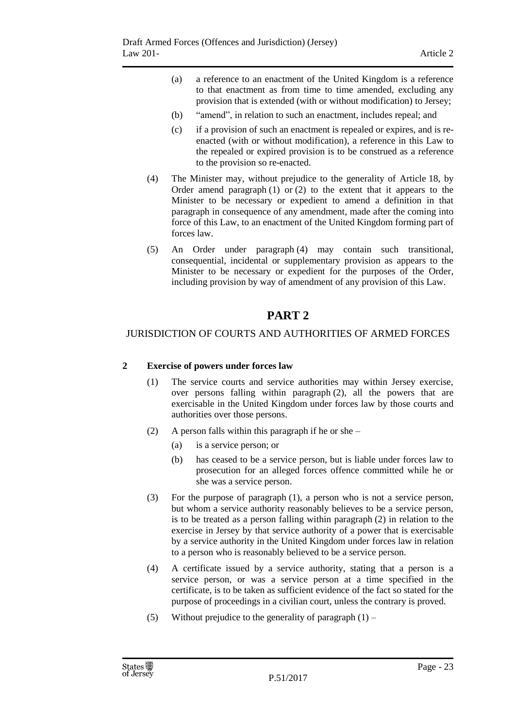(a) a reference to an enactment of the United Kingdom is a reference to that enactment as from time to time amended, excluding any provision that is extended (with or without modification) to Jersey;

(b) "amend", in relation to such an enactment, includes repeal; and

(c) if a provision of such an enactment is repealed or expires, and is re-enacted (with or without modification), a reference in this Law to the repealed or expired provision is to be construed as a reference to the provision so re-enacted.

(4) The Minister may, without prejudice to the generality of Article 18, by Order amend paragraph (1) or (2) to the extent that it appears to the Minister to be necessary or expedient to amend a definition in that paragraph in consequence of any amendment, made after the coming into force of this Law, to an enactment of the United Kingdom forming part of forces law.

(5) An Order under paragraph (4) may contain such transitional, consequential, incidental or supplementary provision as appears to the Minister to be necessary or expedient for the purposes of the Order, including provision by way of amendment of any provision of this Law.

# PART 2

## JURISDICTION OF COURTS AND AUTHORITIES OF ARMED FORCES

### 2 Exercise of powers under forces law

(1) The service courts and service authorities may within Jersey exercise, over persons falling within paragraph (2), all the powers that are exercisable in the United Kingdom under forces law by those courts and authorities over those persons.

(2) A person falls within this paragraph if he or she –

(a) is a service person; or

(b) has ceased to be a service person, but is liable under forces law to prosecution for an alleged forces offence committed while he or she was a service person.

(3) For the purpose of paragraph (1), a person who is not a service person, but whom a service authority reasonably believes to be a service person, is to be treated as a person falling within paragraph (2) in relation to the exercise in Jersey by that service authority of a power that is exercisable by a service authority in the United Kingdom under forces law in relation to a person who is reasonably believed to be a service person.

(4) A certificate issued by a service authority, stating that a person is a service person, or was a service person at a time specified in the certificate, is to be taken as sufficient evidence of the fact so stated for the purpose of proceedings in a civilian court, unless the contrary is proved.

(5) Without prejudice to the generality of paragraph (1) –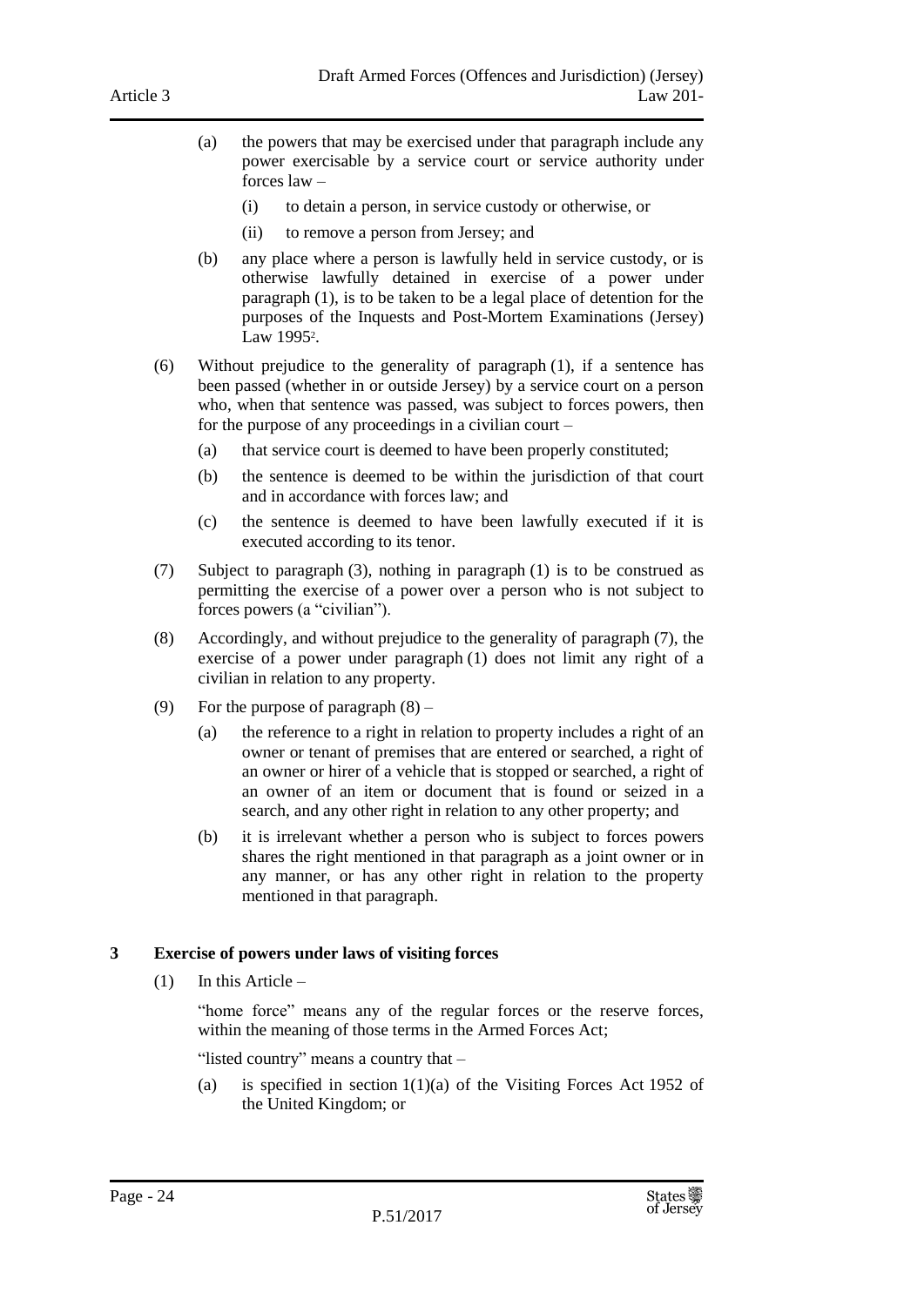(a) the powers that may be exercised under that paragraph include any power exercisable by a service court or service authority under forces law –

(i) to detain a person, in service custody or otherwise, or

(ii) to remove a person from Jersey; and

(b) any place where a person is lawfully held in service custody, or is otherwise lawfully detained in exercise of a power under paragraph (1), is to be taken to be a legal place of detention for the purposes of the Inquests and Post-Mortem Examinations (Jersey) Law 1995[2].

(6) Without prejudice to the generality of paragraph (1), if a sentence has been passed (whether in or outside Jersey) by a service court on a person who, when that sentence was passed, was subject to forces powers, then for the purpose of any proceedings in a civilian court –

(a) that service court is deemed to have been properly constituted;

(b) the sentence is deemed to be within the jurisdiction of that court and in accordance with forces law; and

(c) the sentence is deemed to have been lawfully executed if it is executed according to its tenor.

(7) Subject to paragraph (3), nothing in paragraph (1) is to be construed as permitting the exercise of a power over a person who is not subject to forces powers (a "civilian").

(8) Accordingly, and without prejudice to the generality of paragraph (7), the exercise of a power under paragraph (1) does not limit any right of a civilian in relation to any property.

(9) For the purpose of paragraph (8) –

(a) the reference to a right in relation to property includes a right of an owner or tenant of premises that are entered or searched, a right of an owner or hirer of a vehicle that is stopped or searched, a right of an owner of an item or document that is found or seized in a search, and any other right in relation to any other property; and

(b) it is irrelevant whether a person who is subject to forces powers shares the right mentioned in that paragraph as a joint owner or in any manner, or has any other right in relation to the property mentioned in that paragraph.

**3 Exercise of powers under laws of visiting forces**

(1) In this Article –

"home force" means any of the regular forces or the reserve forces, within the meaning of those terms in the Armed Forces Act;

"listed country" means a country that –

(a) is specified in section 1(1)(a) of the Visiting Forces Act 1952 of the United Kingdom; or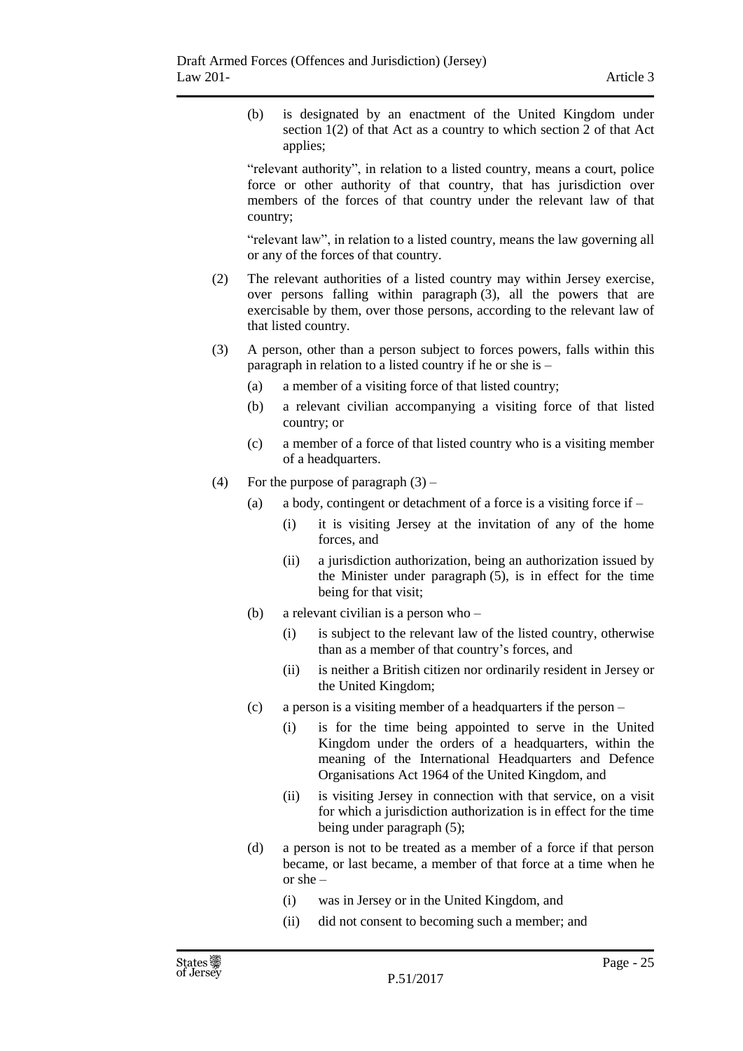(b) is designated by an enactment of the United Kingdom under section 1(2) of that Act as a country to which section 2 of that Act applies;

"relevant authority", in relation to a listed country, means a court, police force or other authority of that country, that has jurisdiction over members of the forces of that country under the relevant law of that country;

"relevant law", in relation to a listed country, means the law governing all or any of the forces of that country.

(2) The relevant authorities of a listed country may within Jersey exercise, over persons falling within paragraph (3), all the powers that are exercisable by them, over those persons, according to the relevant law of that listed country.

(3) A person, other than a person subject to forces powers, falls within this paragraph in relation to a listed country if he or she is –

- (a) a member of a visiting force of that listed country;
- (b) a relevant civilian accompanying a visiting force of that listed country; or
- (c) a member of a force of that listed country who is a visiting member of a headquarters.

(4) For the purpose of paragraph (3) –

- (a) a body, contingent or detachment of a force is a visiting force if –
  - (i) it is visiting Jersey at the invitation of any of the home forces, and
  - (ii) a jurisdiction authorization, being an authorization issued by the Minister under paragraph (5), is in effect for the time being for that visit;
- (b) a relevant civilian is a person who –
  - (i) is subject to the relevant law of the listed country, otherwise than as a member of that country's forces, and
  - (ii) is neither a British citizen nor ordinarily resident in Jersey or the United Kingdom;
- (c) a person is a visiting member of a headquarters if the person –
  - (i) is for the time being appointed to serve in the United Kingdom under the orders of a headquarters, within the meaning of the International Headquarters and Defence Organisations Act 1964 of the United Kingdom, and
  - (ii) is visiting Jersey in connection with that service, on a visit for which a jurisdiction authorization is in effect for the time being under paragraph (5);
- (d) a person is not to be treated as a member of a force if that person became, or last became, a member of that force at a time when he or she –
  - (i) was in Jersey or in the United Kingdom, and
  - (ii) did not consent to becoming such a member; and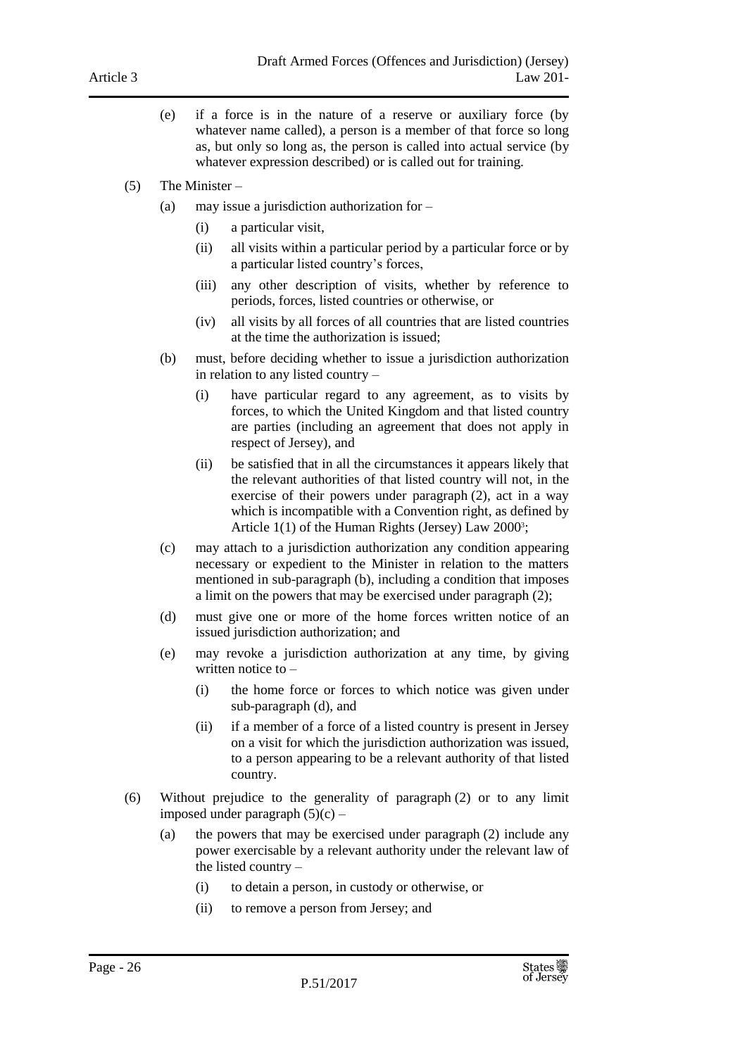(e) if a force is in the nature of a reserve or auxiliary force (by whatever name called), a person is a member of that force so long as, but only so long as, the person is called into actual service (by whatever expression described) or is called out for training.

(5) The Minister –

(a) may issue a jurisdiction authorization for –

(i) a particular visit,

(ii) all visits within a particular period by a particular force or by a particular listed country's forces,

(iii) any other description of visits, whether by reference to periods, forces, listed countries or otherwise, or

(iv) all visits by all forces of all countries that are listed countries at the time the authorization is issued;

(b) must, before deciding whether to issue a jurisdiction authorization in relation to any listed country –

(i) have particular regard to any agreement, as to visits by forces, to which the United Kingdom and that listed country are parties (including an agreement that does not apply in respect of Jersey), and

(ii) be satisfied that in all the circumstances it appears likely that the relevant authorities of that listed country will not, in the exercise of their powers under paragraph (2), act in a way which is incompatible with a Convention right, as defined by Article 1(1) of the Human Rights (Jersey) Law 2000[3];

(c) may attach to a jurisdiction authorization any condition appearing necessary or expedient to the Minister in relation to the matters mentioned in sub-paragraph (b), including a condition that imposes a limit on the powers that may be exercised under paragraph (2);

(d) must give one or more of the home forces written notice of an issued jurisdiction authorization; and

(e) may revoke a jurisdiction authorization at any time, by giving written notice to –

(i) the home force or forces to which notice was given under sub-paragraph (d), and

(ii) if a member of a force of a listed country is present in Jersey on a visit for which the jurisdiction authorization was issued, to a person appearing to be a relevant authority of that listed country.

(6) Without prejudice to the generality of paragraph (2) or to any limit imposed under paragraph (5)(c) –

(a) the powers that may be exercised under paragraph (2) include any power exercisable by a relevant authority under the relevant law of the listed country –

(i) to detain a person, in custody or otherwise, or

(ii) to remove a person from Jersey; and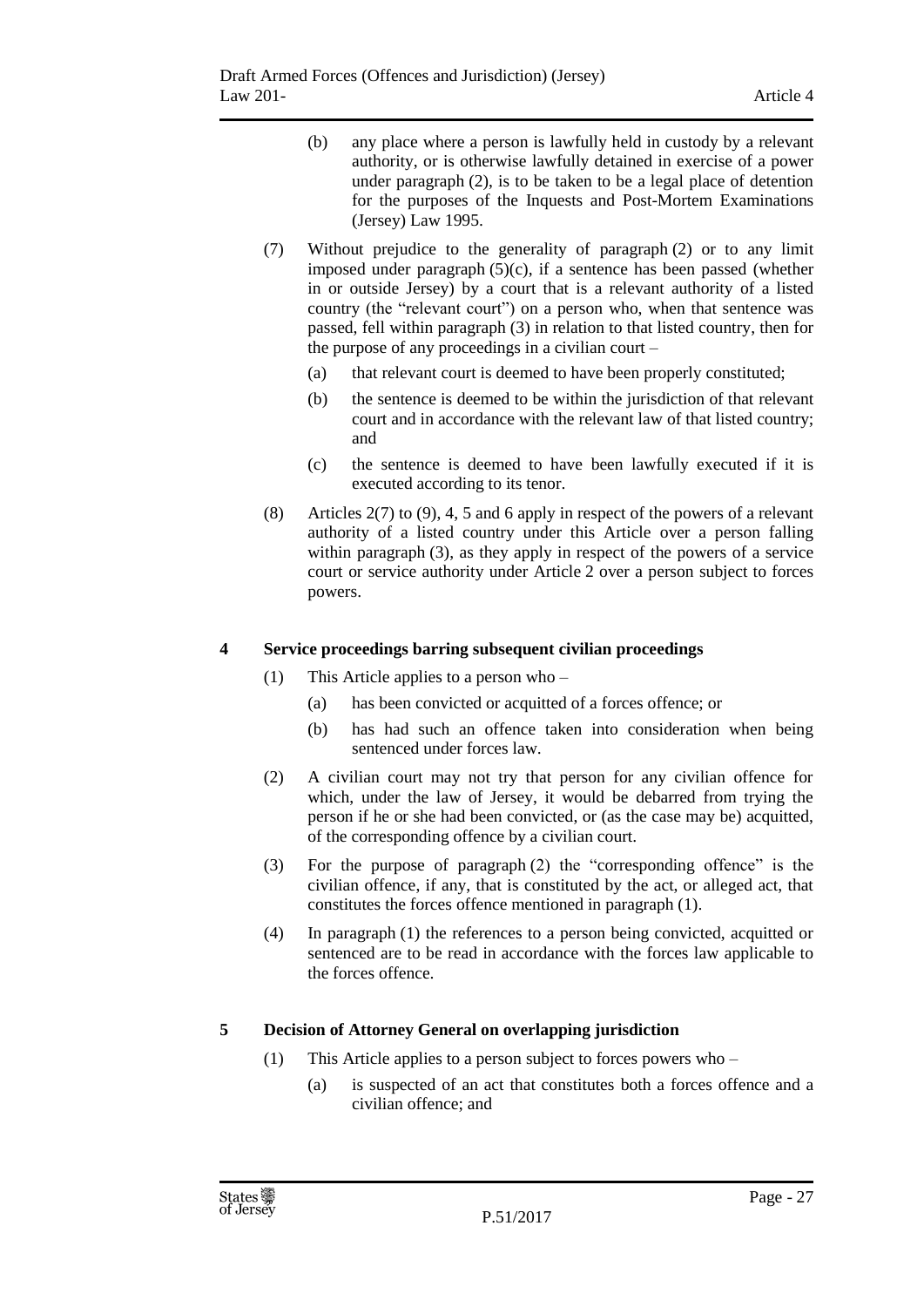(b) any place where a person is lawfully held in custody by a relevant authority, or is otherwise lawfully detained in exercise of a power under paragraph (2), is to be taken to be a legal place of detention for the purposes of the Inquests and Post-Mortem Examinations (Jersey) Law 1995.

(7) Without prejudice to the generality of paragraph (2) or to any limit imposed under paragraph (5)(c), if a sentence has been passed (whether in or outside Jersey) by a court that is a relevant authority of a listed country (the "relevant court") on a person who, when that sentence was passed, fell within paragraph (3) in relation to that listed country, then for the purpose of any proceedings in a civilian court –

(a) that relevant court is deemed to have been properly constituted;

(b) the sentence is deemed to be within the jurisdiction of that relevant court and in accordance with the relevant law of that listed country; and

(c) the sentence is deemed to have been lawfully executed if it is executed according to its tenor.

(8) Articles 2(7) to (9), 4, 5 and 6 apply in respect of the powers of a relevant authority of a listed country under this Article over a person falling within paragraph (3), as they apply in respect of the powers of a service court or service authority under Article 2 over a person subject to forces powers.

## 4 Service proceedings barring subsequent civilian proceedings

(1) This Article applies to a person who –

(a) has been convicted or acquitted of a forces offence; or

(b) has had such an offence taken into consideration when being sentenced under forces law.

(2) A civilian court may not try that person for any civilian offence for which, under the law of Jersey, it would be debarred from trying the person if he or she had been convicted, or (as the case may be) acquitted, of the corresponding offence by a civilian court.

(3) For the purpose of paragraph (2) the "corresponding offence" is the civilian offence, if any, that is constituted by the act, or alleged act, that constitutes the forces offence mentioned in paragraph (1).

(4) In paragraph (1) the references to a person being convicted, acquitted or sentenced are to be read in accordance with the forces law applicable to the forces offence.

## 5 Decision of Attorney General on overlapping jurisdiction

(1) This Article applies to a person subject to forces powers who –

(a) is suspected of an act that constitutes both a forces offence and a civilian offence; and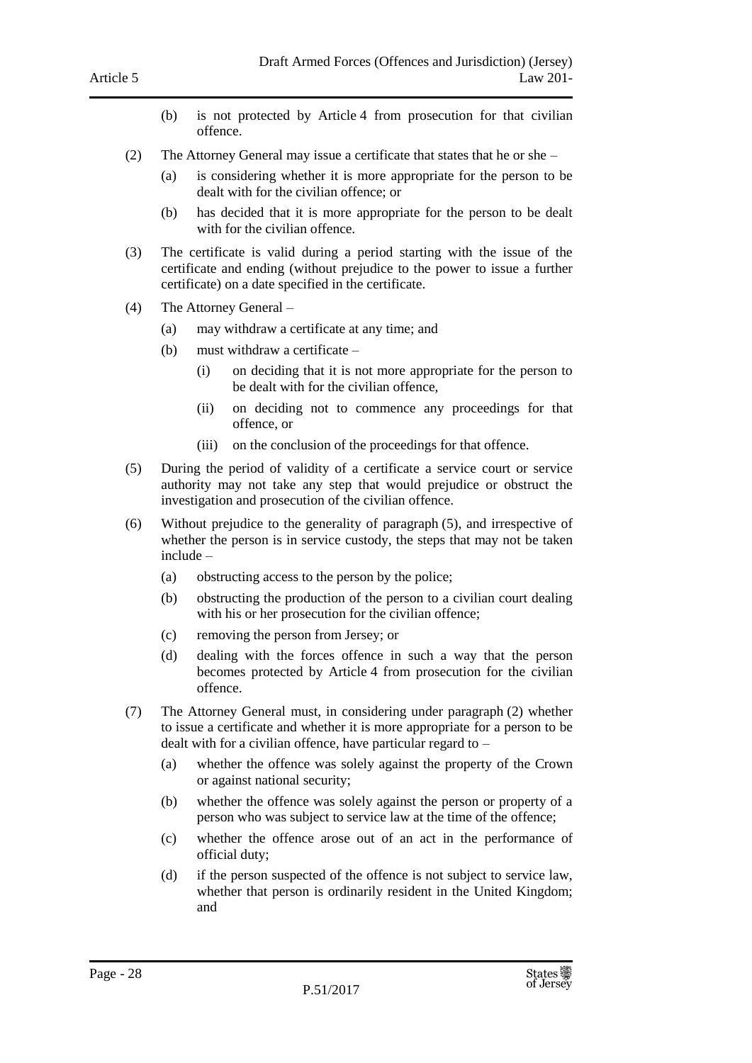(b) is not protected by Article 4 from prosecution for that civilian offence.

(2) The Attorney General may issue a certificate that states that he or she –

(a) is considering whether it is more appropriate for the person to be dealt with for the civilian offence; or

(b) has decided that it is more appropriate for the person to be dealt with for the civilian offence.

(3) The certificate is valid during a period starting with the issue of the certificate and ending (without prejudice to the power to issue a further certificate) on a date specified in the certificate.

(4) The Attorney General –

(a) may withdraw a certificate at any time; and

(b) must withdraw a certificate –

(i) on deciding that it is not more appropriate for the person to be dealt with for the civilian offence,

(ii) on deciding not to commence any proceedings for that offence, or

(iii) on the conclusion of the proceedings for that offence.

(5) During the period of validity of a certificate a service court or service authority may not take any step that would prejudice or obstruct the investigation and prosecution of the civilian offence.

(6) Without prejudice to the generality of paragraph (5), and irrespective of whether the person is in service custody, the steps that may not be taken include –

(a) obstructing access to the person by the police;

(b) obstructing the production of the person to a civilian court dealing with his or her prosecution for the civilian offence;

(c) removing the person from Jersey; or

(d) dealing with the forces offence in such a way that the person becomes protected by Article 4 from prosecution for the civilian offence.

(7) The Attorney General must, in considering under paragraph (2) whether to issue a certificate and whether it is more appropriate for a person to be dealt with for a civilian offence, have particular regard to –

(a) whether the offence was solely against the property of the Crown or against national security;

(b) whether the offence was solely against the person or property of a person who was subject to service law at the time of the offence;

(c) whether the offence arose out of an act in the performance of official duty;

(d) if the person suspected of the offence is not subject to service law, whether that person is ordinarily resident in the United Kingdom; and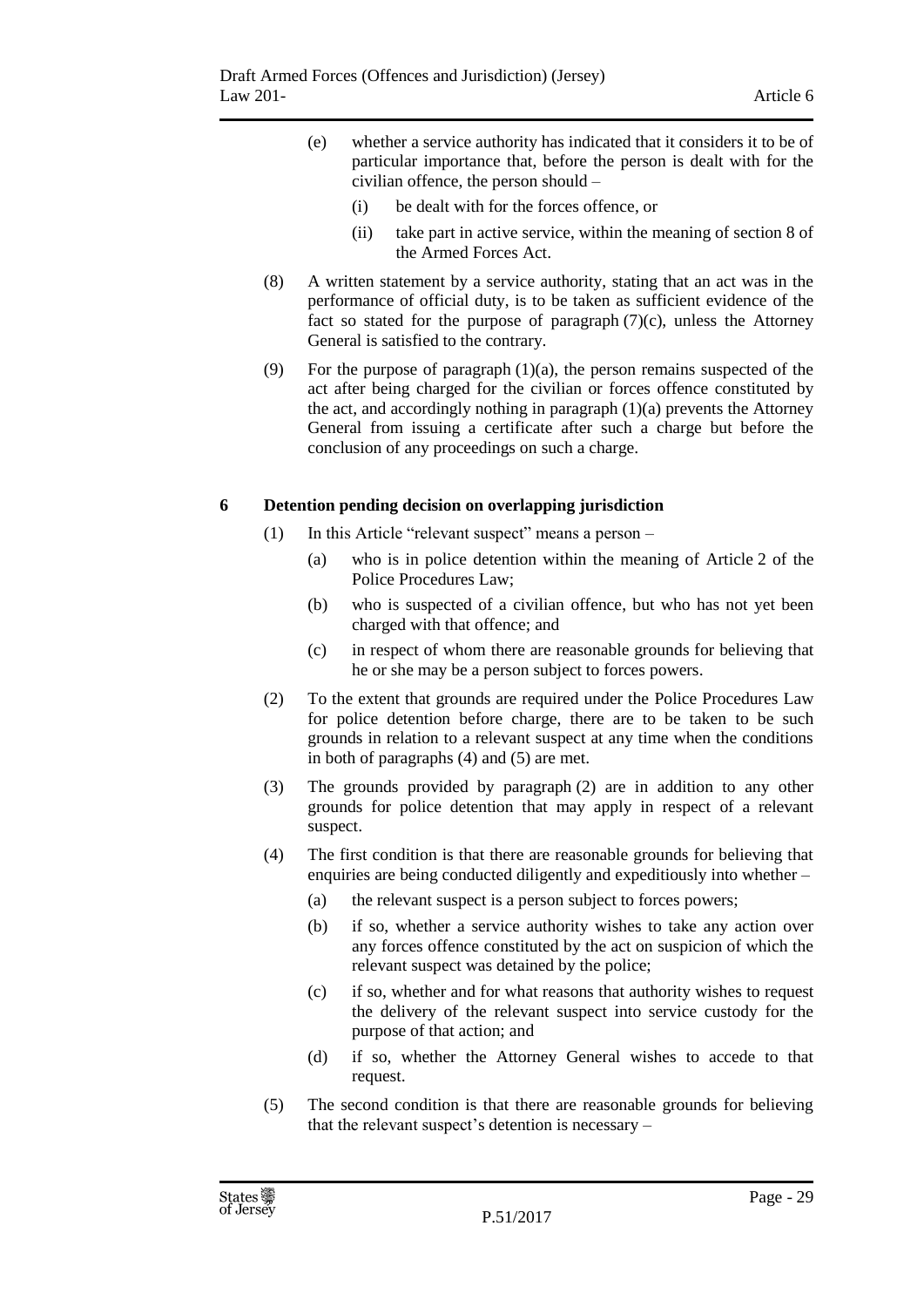(e) whether a service authority has indicated that it considers it to be of particular importance that, before the person is dealt with for the civilian offence, the person should –

   (i) be dealt with for the forces offence, or

   (ii) take part in active service, within the meaning of section 8 of the Armed Forces Act.

(8) A written statement by a service authority, stating that an act was in the performance of official duty, is to be taken as sufficient evidence of the fact so stated for the purpose of paragraph (7)(c), unless the Attorney General is satisfied to the contrary.

(9) For the purpose of paragraph (1)(a), the person remains suspected of the act after being charged for the civilian or forces offence constituted by the act, and accordingly nothing in paragraph (1)(a) prevents the Attorney General from issuing a certificate after such a charge but before the conclusion of any proceedings on such a charge.

### 6 Detention pending decision on overlapping jurisdiction

(1) In this Article "relevant suspect" means a person –

   (a) who is in police detention within the meaning of Article 2 of the Police Procedures Law;

   (b) who is suspected of a civilian offence, but who has not yet been charged with that offence; and

   (c) in respect of whom there are reasonable grounds for believing that he or she may be a person subject to forces powers.

(2) To the extent that grounds are required under the Police Procedures Law for police detention before charge, there are to be taken to be such grounds in relation to a relevant suspect at any time when the conditions in both of paragraphs (4) and (5) are met.

(3) The grounds provided by paragraph (2) are in addition to any other grounds for police detention that may apply in respect of a relevant suspect.

(4) The first condition is that there are reasonable grounds for believing that enquiries are being conducted diligently and expeditiously into whether –

   (a) the relevant suspect is a person subject to forces powers;

   (b) if so, whether a service authority wishes to take any action over any forces offence constituted by the act on suspicion of which the relevant suspect was detained by the police;

   (c) if so, whether and for what reasons that authority wishes to request the delivery of the relevant suspect into service custody for the purpose of that action; and

   (d) if so, whether the Attorney General wishes to accede to that request.

(5) The second condition is that there are reasonable grounds for believing that the relevant suspect's detention is necessary –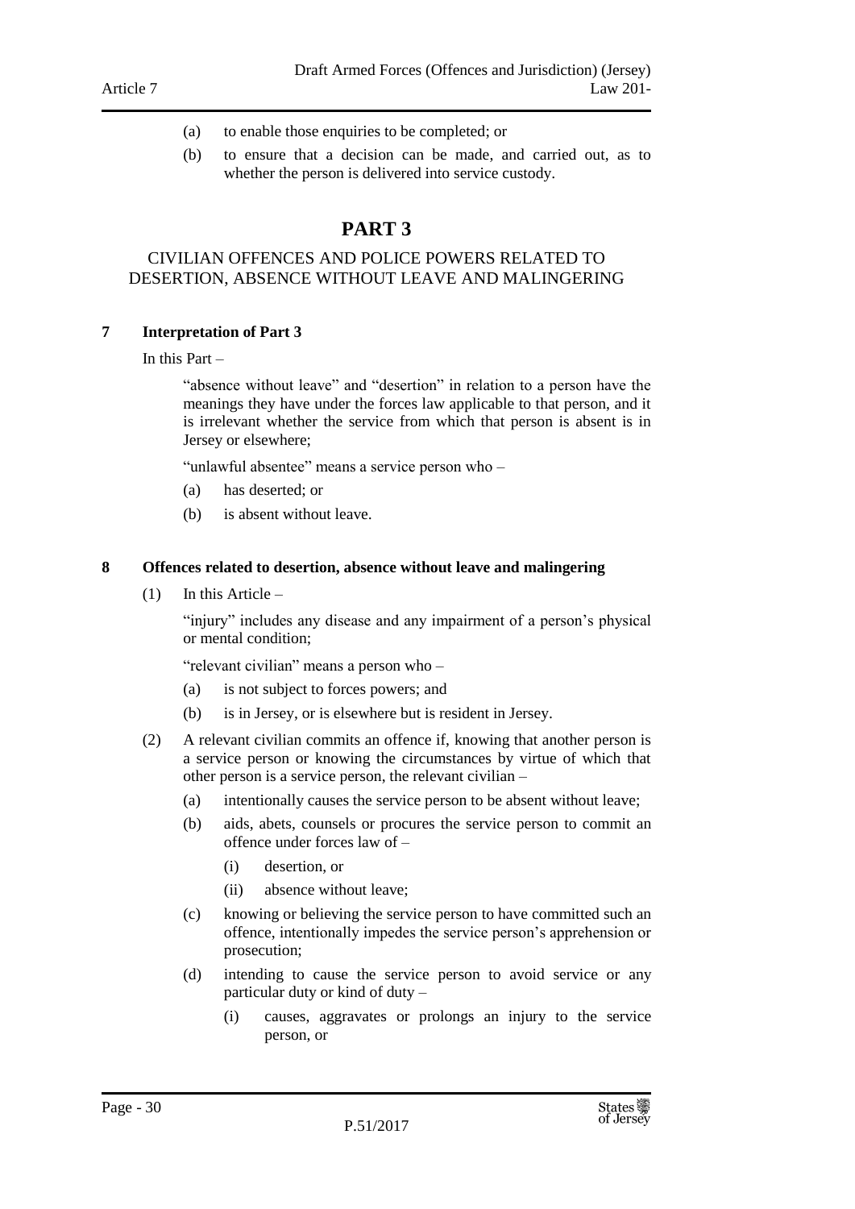(a) to enable those enquiries to be completed; or

(b) to ensure that a decision can be made, and carried out, as to whether the person is delivered into service custody.

# PART 3

## CIVILIAN OFFENCES AND POLICE POWERS RELATED TO DESERTION, ABSENCE WITHOUT LEAVE AND MALINGERING

### 7 Interpretation of Part 3

In this Part –

"absence without leave" and "desertion" in relation to a person have the meanings they have under the forces law applicable to that person, and it is irrelevant whether the service from which that person is absent is in Jersey or elsewhere;

"unlawful absentee" means a service person who –

(a) has deserted; or

(b) is absent without leave.

### 8 Offences related to desertion, absence without leave and malingering

(1) In this Article –

"injury" includes any disease and any impairment of a person's physical or mental condition;

"relevant civilian" means a person who –

(a) is not subject to forces powers; and

(b) is in Jersey, or is elsewhere but is resident in Jersey.

(2) A relevant civilian commits an offence if, knowing that another person is a service person or knowing the circumstances by virtue of which that other person is a service person, the relevant civilian –

(a) intentionally causes the service person to be absent without leave;

(b) aids, abets, counsels or procures the service person to commit an offence under forces law of –

(i) desertion, or

(ii) absence without leave;

(c) knowing or believing the service person to have committed such an offence, intentionally impedes the service person's apprehension or prosecution;

(d) intending to cause the service person to avoid service or any particular duty or kind of duty –

(i) causes, aggravates or prolongs an injury to the service person, or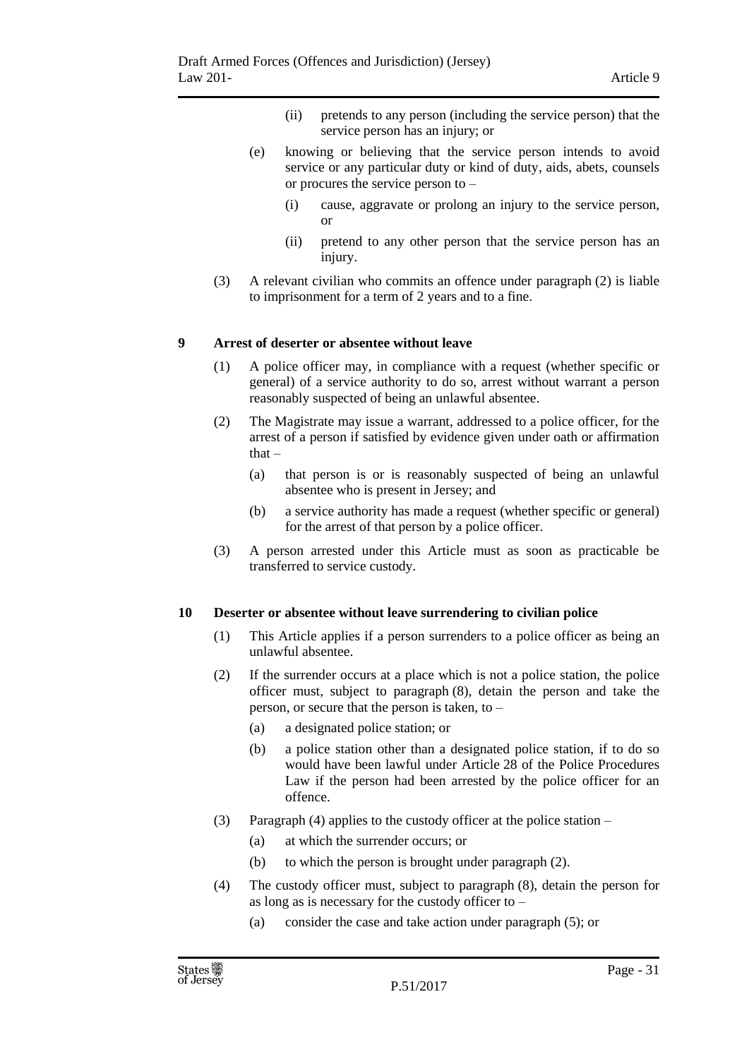(ii) pretends to any person (including the service person) that the service person has an injury; or

(e) knowing or believing that the service person intends to avoid service or any particular duty or kind of duty, aids, abets, counsels or procures the service person to –

(i) cause, aggravate or prolong an injury to the service person, or

(ii) pretend to any other person that the service person has an injury.

(3) A relevant civilian who commits an offence under paragraph (2) is liable to imprisonment for a term of 2 years and to a fine.

### 9 Arrest of deserter or absentee without leave

(1) A police officer may, in compliance with a request (whether specific or general) of a service authority to do so, arrest without warrant a person reasonably suspected of being an unlawful absentee.

(2) The Magistrate may issue a warrant, addressed to a police officer, for the arrest of a person if satisfied by evidence given under oath or affirmation that –

(a) that person is or is reasonably suspected of being an unlawful absentee who is present in Jersey; and

(b) a service authority has made a request (whether specific or general) for the arrest of that person by a police officer.

(3) A person arrested under this Article must as soon as practicable be transferred to service custody.

### 10 Deserter or absentee without leave surrendering to civilian police

(1) This Article applies if a person surrenders to a police officer as being an unlawful absentee.

(2) If the surrender occurs at a place which is not a police station, the police officer must, subject to paragraph (8), detain the person and take the person, or secure that the person is taken, to –

(a) a designated police station; or

(b) a police station other than a designated police station, if to do so would have been lawful under Article 28 of the Police Procedures Law if the person had been arrested by the police officer for an offence.

(3) Paragraph (4) applies to the custody officer at the police station –

(a) at which the surrender occurs; or

(b) to which the person is brought under paragraph (2).

(4) The custody officer must, subject to paragraph (8), detain the person for as long as is necessary for the custody officer to –

(a) consider the case and take action under paragraph (5); or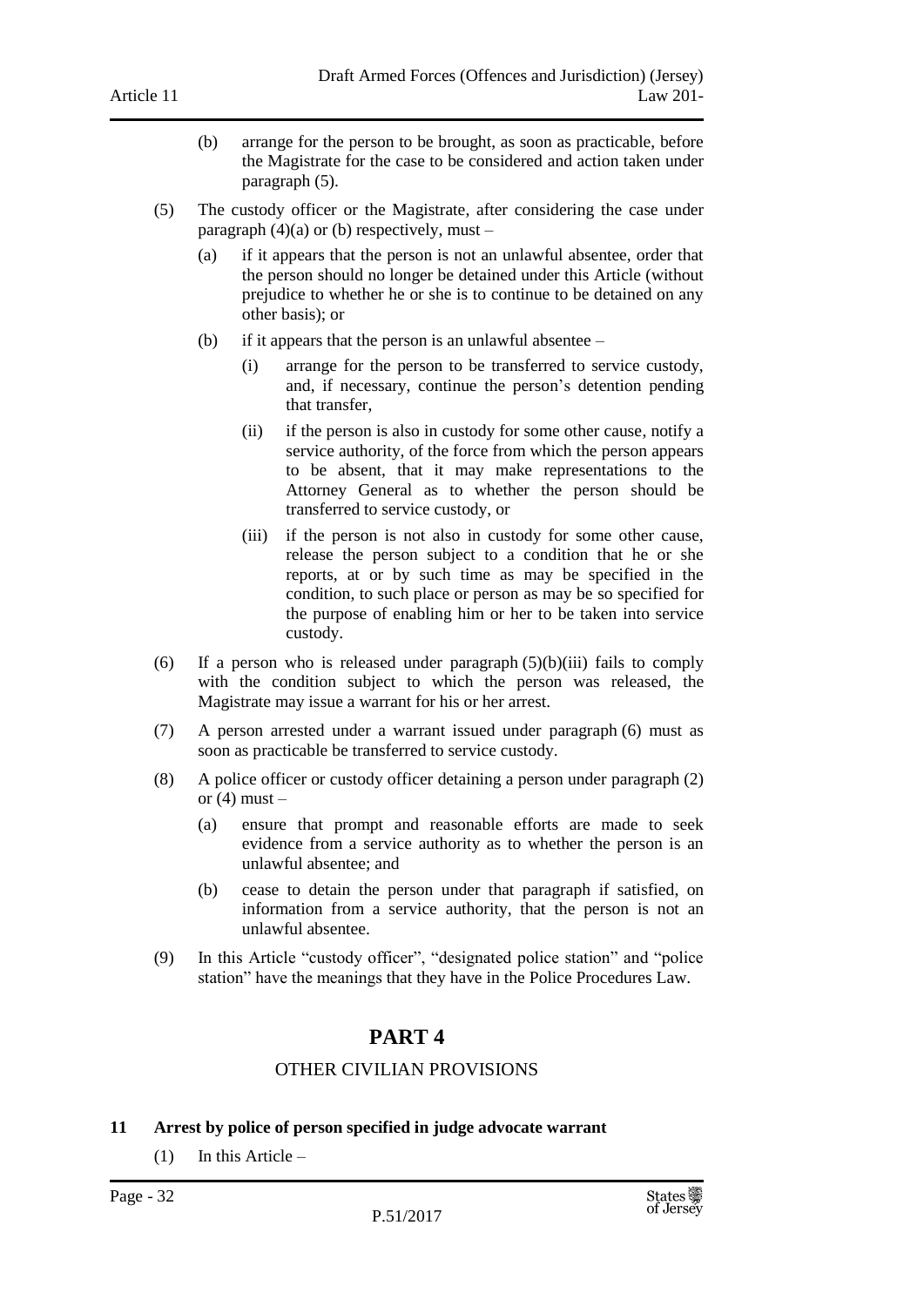(b) arrange for the person to be brought, as soon as practicable, before the Magistrate for the case to be considered and action taken under paragraph (5).

(5) The custody officer or the Magistrate, after considering the case under paragraph (4)(a) or (b) respectively, must –

(a) if it appears that the person is not an unlawful absentee, order that the person should no longer be detained under this Article (without prejudice to whether he or she is to continue to be detained on any other basis); or

(b) if it appears that the person is an unlawful absentee –

(i) arrange for the person to be transferred to service custody, and, if necessary, continue the person's detention pending that transfer,

(ii) if the person is also in custody for some other cause, notify a service authority, of the force from which the person appears to be absent, that it may make representations to the Attorney General as to whether the person should be transferred to service custody, or

(iii) if the person is not also in custody for some other cause, release the person subject to a condition that he or she reports, at or by such time as may be specified in the condition, to such place or person as may be so specified for the purpose of enabling him or her to be taken into service custody.

(6) If a person who is released under paragraph (5)(b)(iii) fails to comply with the condition subject to which the person was released, the Magistrate may issue a warrant for his or her arrest.

(7) A person arrested under a warrant issued under paragraph (6) must as soon as practicable be transferred to service custody.

(8) A police officer or custody officer detaining a person under paragraph (2) or (4) must –

(a) ensure that prompt and reasonable efforts are made to seek evidence from a service authority as to whether the person is an unlawful absentee; and

(b) cease to detain the person under that paragraph if satisfied, on information from a service authority, that the person is not an unlawful absentee.

(9) In this Article "custody officer", "designated police station" and "police station" have the meanings that they have in the Police Procedures Law.

# PART 4

## OTHER CIVILIAN PROVISIONS

### 11 Arrest by police of person specified in judge advocate warrant

(1) In this Article –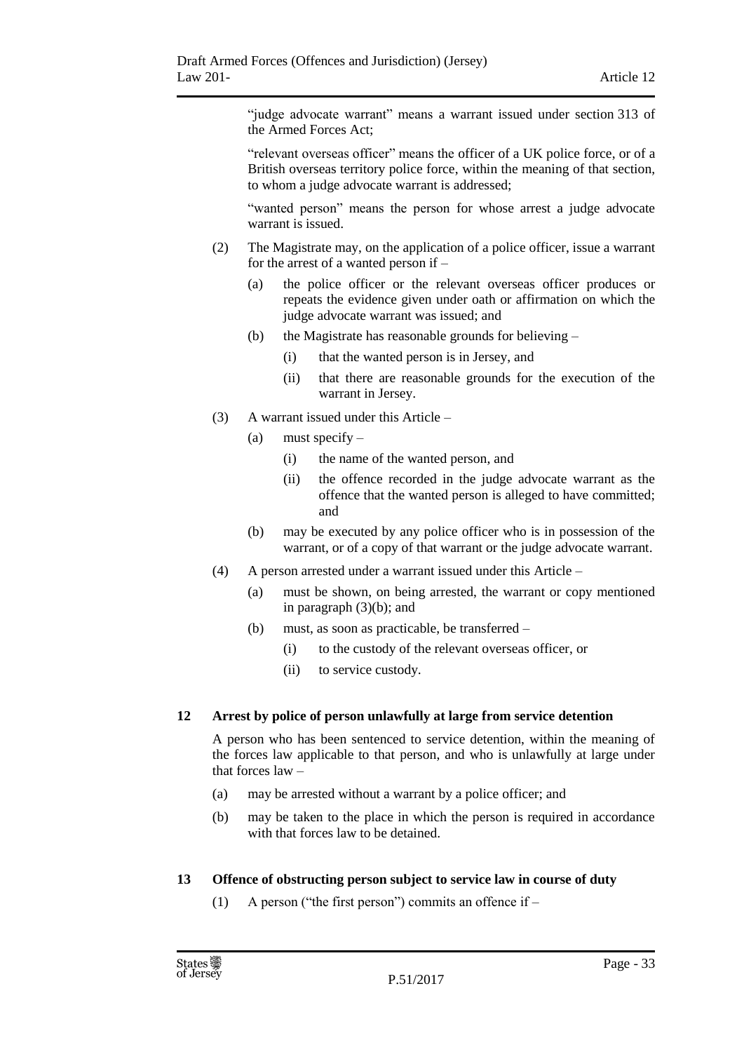"judge advocate warrant" means a warrant issued under section 313 of the Armed Forces Act;

"relevant overseas officer" means the officer of a UK police force, or of a British overseas territory police force, within the meaning of that section, to whom a judge advocate warrant is addressed;

"wanted person" means the person for whose arrest a judge advocate warrant is issued.

(2) The Magistrate may, on the application of a police officer, issue a warrant for the arrest of a wanted person if –

(a) the police officer or the relevant overseas officer produces or repeats the evidence given under oath or affirmation on which the judge advocate warrant was issued; and

(b) the Magistrate has reasonable grounds for believing –

(i) that the wanted person is in Jersey, and

(ii) that there are reasonable grounds for the execution of the warrant in Jersey.

(3) A warrant issued under this Article –

(a) must specify –

(i) the name of the wanted person, and

(ii) the offence recorded in the judge advocate warrant as the offence that the wanted person is alleged to have committed; and

(b) may be executed by any police officer who is in possession of the warrant, or of a copy of that warrant or the judge advocate warrant.

(4) A person arrested under a warrant issued under this Article –

(a) must be shown, on being arrested, the warrant or copy mentioned in paragraph (3)(b); and

(b) must, as soon as practicable, be transferred –

(i) to the custody of the relevant overseas officer, or

(ii) to service custody.

## 12 Arrest by police of person unlawfully at large from service detention

A person who has been sentenced to service detention, within the meaning of the forces law applicable to that person, and who is unlawfully at large under that forces law –

(a) may be arrested without a warrant by a police officer; and

(b) may be taken to the place in which the person is required in accordance with that forces law to be detained.

## 13 Offence of obstructing person subject to service law in course of duty

(1) A person ("the first person") commits an offence if –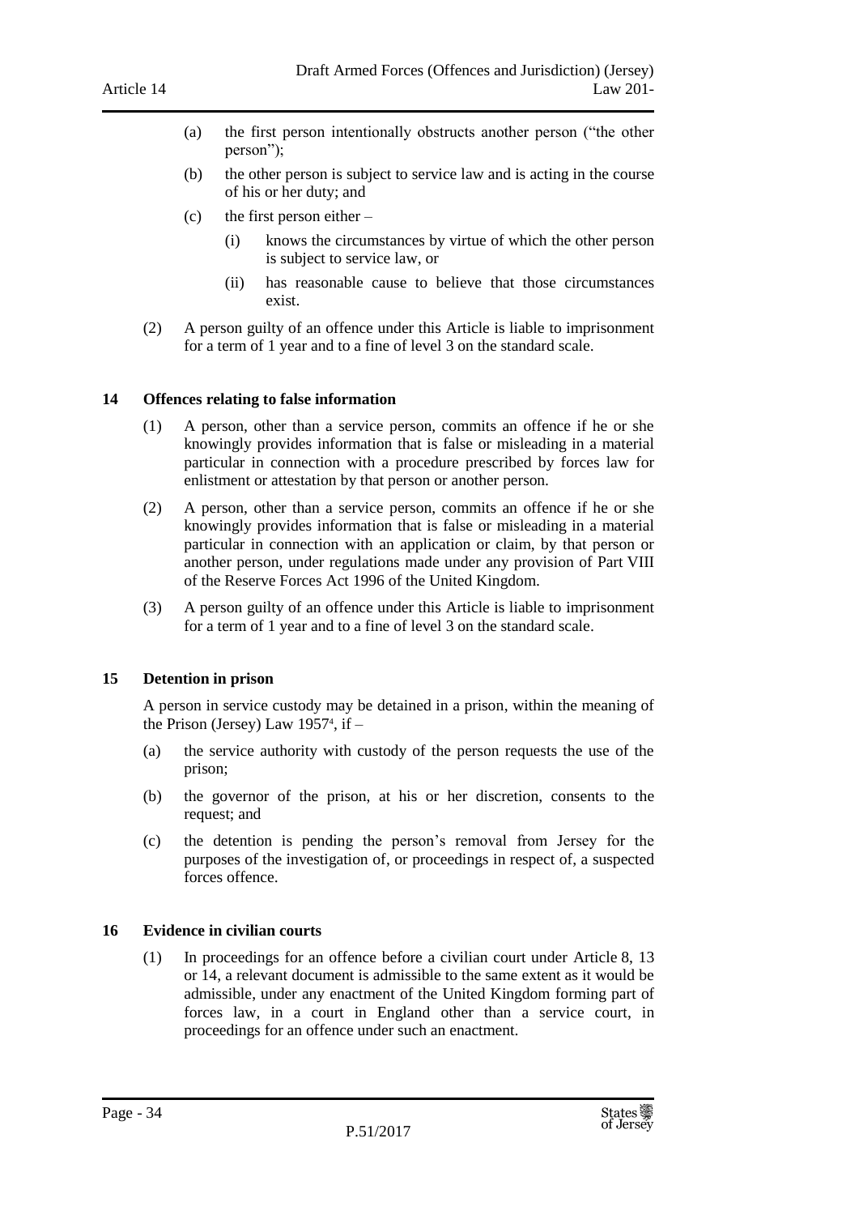(a) the first person intentionally obstructs another person ("the other person");

(b) the other person is subject to service law and is acting in the course of his or her duty; and

(c) the first person either –

  (i) knows the circumstances by virtue of which the other person is subject to service law, or

  (ii) has reasonable cause to believe that those circumstances exist.

(2) A person guilty of an offence under this Article is liable to imprisonment for a term of 1 year and to a fine of level 3 on the standard scale.

**14 Offences relating to false information**

(1) A person, other than a service person, commits an offence if he or she knowingly provides information that is false or misleading in a material particular in connection with a procedure prescribed by forces law for enlistment or attestation by that person or another person.

(2) A person, other than a service person, commits an offence if he or she knowingly provides information that is false or misleading in a material particular in connection with an application or claim, by that person or another person, under regulations made under any provision of Part VIII of the Reserve Forces Act 1996 of the United Kingdom.

(3) A person guilty of an offence under this Article is liable to imprisonment for a term of 1 year and to a fine of level 3 on the standard scale.

**15 Detention in prison**

A person in service custody may be detained in a prison, within the meaning of the Prison (Jersey) Law 1957[4], if –

(a) the service authority with custody of the person requests the use of the prison;

(b) the governor of the prison, at his or her discretion, consents to the request; and

(c) the detention is pending the person's removal from Jersey for the purposes of the investigation of, or proceedings in respect of, a suspected forces offence.

**16 Evidence in civilian courts**

(1) In proceedings for an offence before a civilian court under Article 8, 13 or 14, a relevant document is admissible to the same extent as it would be admissible, under any enactment of the United Kingdom forming part of forces law, in a court in England other than a service court, in proceedings for an offence under such an enactment.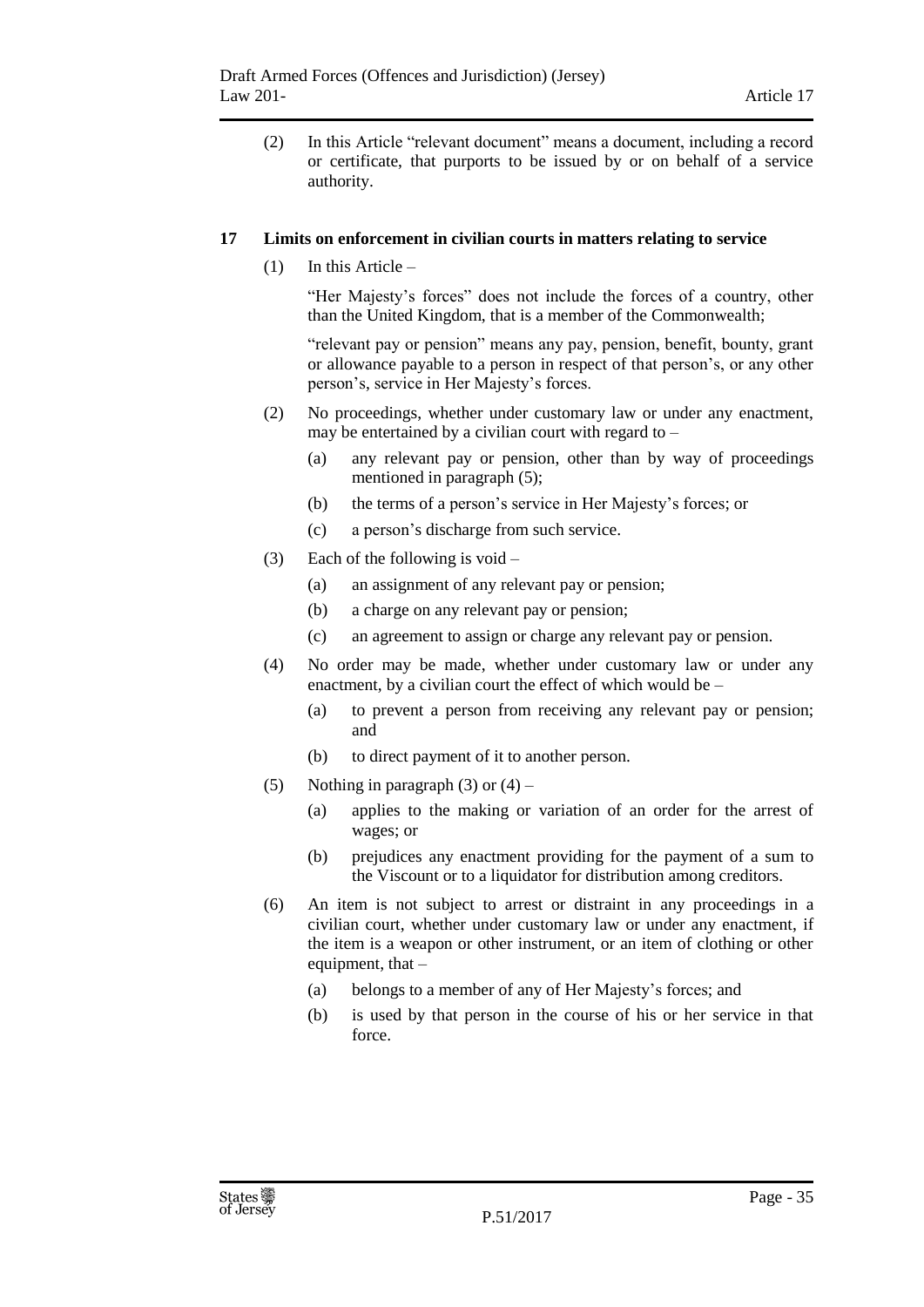(2) In this Article "relevant document" means a document, including a record or certificate, that purports to be issued by or on behalf of a service authority.

### 17 Limits on enforcement in civilian courts in matters relating to service

(1) In this Article –

"Her Majesty's forces" does not include the forces of a country, other than the United Kingdom, that is a member of the Commonwealth;

"relevant pay or pension" means any pay, pension, benefit, bounty, grant or allowance payable to a person in respect of that person's, or any other person's, service in Her Majesty's forces.

(2) No proceedings, whether under customary law or under any enactment, may be entertained by a civilian court with regard to –

(a) any relevant pay or pension, other than by way of proceedings mentioned in paragraph (5);

(b) the terms of a person's service in Her Majesty's forces; or

(c) a person's discharge from such service.

(3) Each of the following is void –

(a) an assignment of any relevant pay or pension;

(b) a charge on any relevant pay or pension;

(c) an agreement to assign or charge any relevant pay or pension.

(4) No order may be made, whether under customary law or under any enactment, by a civilian court the effect of which would be –

(a) to prevent a person from receiving any relevant pay or pension; and

(b) to direct payment of it to another person.

(5) Nothing in paragraph (3) or (4) –

(a) applies to the making or variation of an order for the arrest of wages; or

(b) prejudices any enactment providing for the payment of a sum to the Viscount or to a liquidator for distribution among creditors.

(6) An item is not subject to arrest or distraint in any proceedings in a civilian court, whether under customary law or under any enactment, if the item is a weapon or other instrument, or an item of clothing or other equipment, that –

(a) belongs to a member of any of Her Majesty's forces; and

(b) is used by that person in the course of his or her service in that force.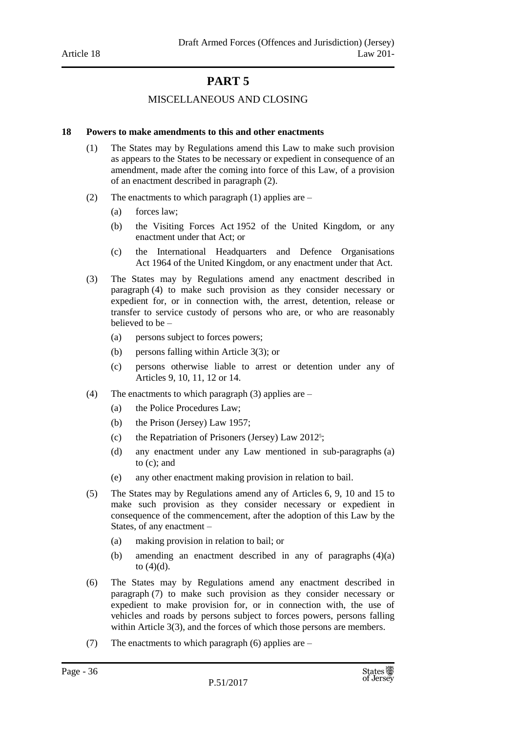# PART 5

## MISCELLANEOUS AND CLOSING

**18 Powers to make amendments to this and other enactments**

(1) The States may by Regulations amend this Law to make such provision as appears to the States to be necessary or expedient in consequence of an amendment, made after the coming into force of this Law, of a provision of an enactment described in paragraph (2).

(2) The enactments to which paragraph (1) applies are –

(a) forces law;

(b) the Visiting Forces Act 1952 of the United Kingdom, or any enactment under that Act; or

(c) the International Headquarters and Defence Organisations Act 1964 of the United Kingdom, or any enactment under that Act.

(3) The States may by Regulations amend any enactment described in paragraph (4) to make such provision as they consider necessary or expedient for, or in connection with, the arrest, detention, release or transfer to service custody of persons who are, or who are reasonably believed to be –

(a) persons subject to forces powers;

(b) persons falling within Article 3(3); or

(c) persons otherwise liable to arrest or detention under any of Articles 9, 10, 11, 12 or 14.

(4) The enactments to which paragraph (3) applies are –

(a) the Police Procedures Law;

(b) the Prison (Jersey) Law 1957;

(c) the Repatriation of Prisoners (Jersey) Law 2012[5];

(d) any enactment under any Law mentioned in sub-paragraphs (a) to (c); and

(e) any other enactment making provision in relation to bail.

(5) The States may by Regulations amend any of Articles 6, 9, 10 and 15 to make such provision as they consider necessary or expedient in consequence of the commencement, after the adoption of this Law by the States, of any enactment –

(a) making provision in relation to bail; or

(b) amending an enactment described in any of paragraphs (4)(a) to (4)(d).

(6) The States may by Regulations amend any enactment described in paragraph (7) to make such provision as they consider necessary or expedient to make provision for, or in connection with, the use of vehicles and roads by persons subject to forces powers, persons falling within Article 3(3), and the forces of which those persons are members.

(7) The enactments to which paragraph (6) applies are –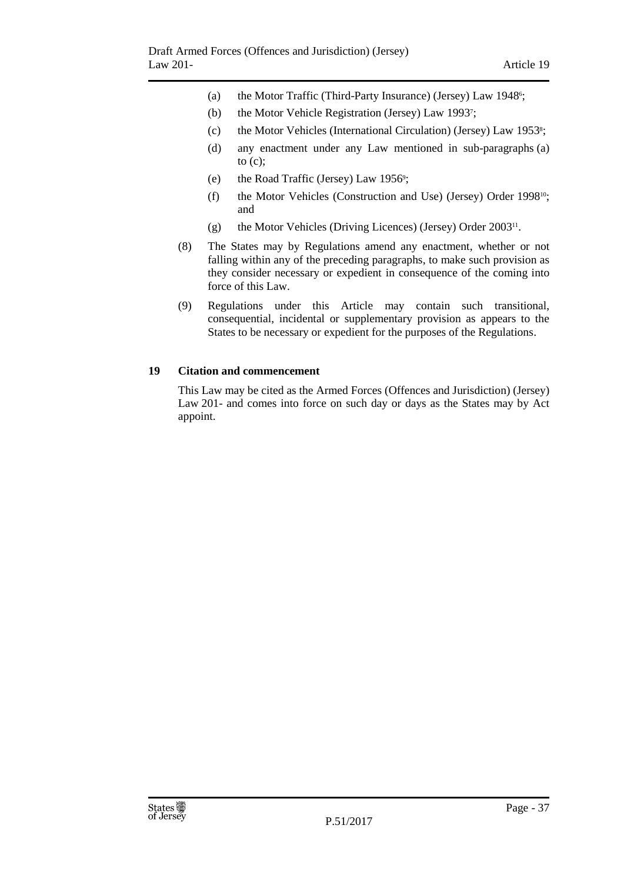(a) the Motor Traffic (Third-Party Insurance) (Jersey) Law 1948[6];

(b) the Motor Vehicle Registration (Jersey) Law 1993[7];

(c) the Motor Vehicles (International Circulation) (Jersey) Law 1953[8];

(d) any enactment under any Law mentioned in sub-paragraphs (a) to (c);

(e) the Road Traffic (Jersey) Law 1956[9];

(f) the Motor Vehicles (Construction and Use) (Jersey) Order 1998[10]; and

(g) the Motor Vehicles (Driving Licences) (Jersey) Order 2003[11].

(8) The States may by Regulations amend any enactment, whether or not falling within any of the preceding paragraphs, to make such provision as they consider necessary or expedient in consequence of the coming into force of this Law.

(9) Regulations under this Article may contain such transitional, consequential, incidental or supplementary provision as appears to the States to be necessary or expedient for the purposes of the Regulations.

## 19 Citation and commencement

This Law may be cited as the Armed Forces (Offences and Jurisdiction) (Jersey) Law 201- and comes into force on such day or days as the States may by Act appoint.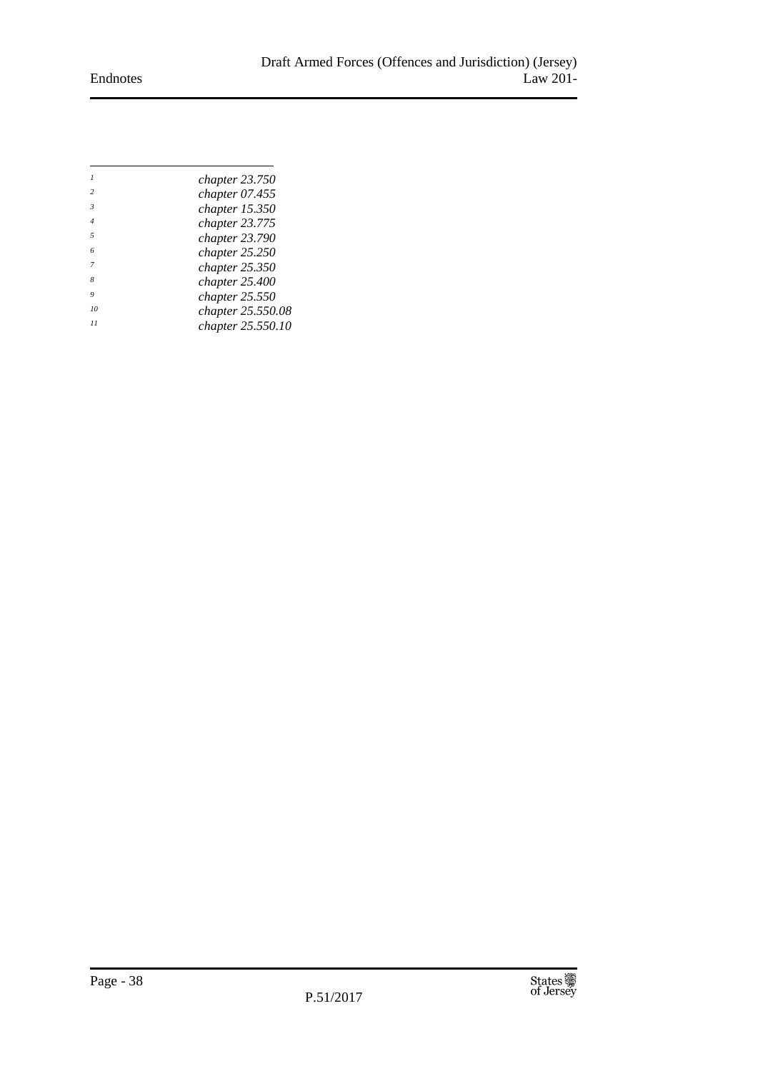[1] *chapter 23.750*
[2] *chapter 07.455*
[3] *chapter 15.350*
[4] *chapter 23.775*
[5] *chapter 23.790*
[6] *chapter 25.250*
[7] *chapter 25.350*
[8] *chapter 25.400*
[9] *chapter 25.550*
[10] *chapter 25.550.08*
[11] *chapter 25.550.10*